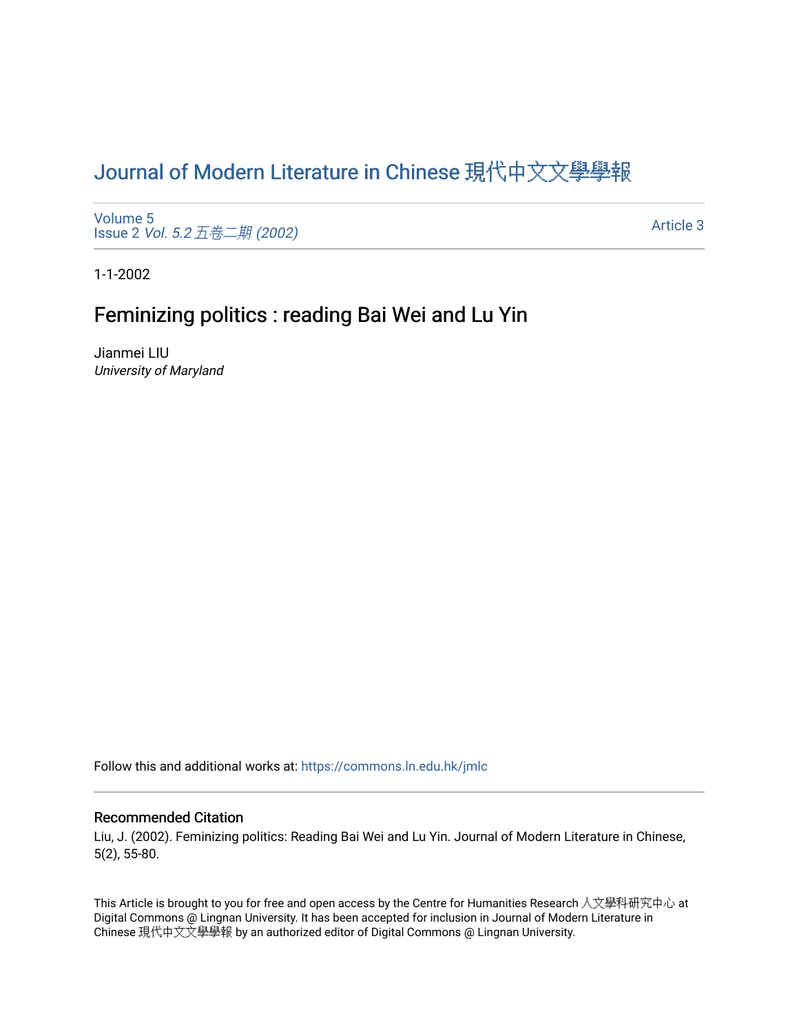# Journal of Modern Literature in Chinese 現代中文文學學報

Volume 5
Issue 2 *Vol. 5.2 五卷二期 (2002)*

Article 3

1-1-2002

## Feminizing politics : reading Bai Wei and Lu Yin

Jianmei LIU
*University of Maryland*

Follow this and additional works at: https://commons.ln.edu.hk/jmlc

### Recommended Citation

Liu, J. (2002). Feminizing politics: Reading Bai Wei and Lu Yin. Journal of Modern Literature in Chinese, 5(2), 55-80.

This Article is brought to you for free and open access by the Centre for Humanities Research 人文學科研究中心 at Digital Commons @ Lingnan University. It has been accepted for inclusion in Journal of Modern Literature in Chinese 現代中文文學學報 by an authorized editor of Digital Commons @ Lingnan University.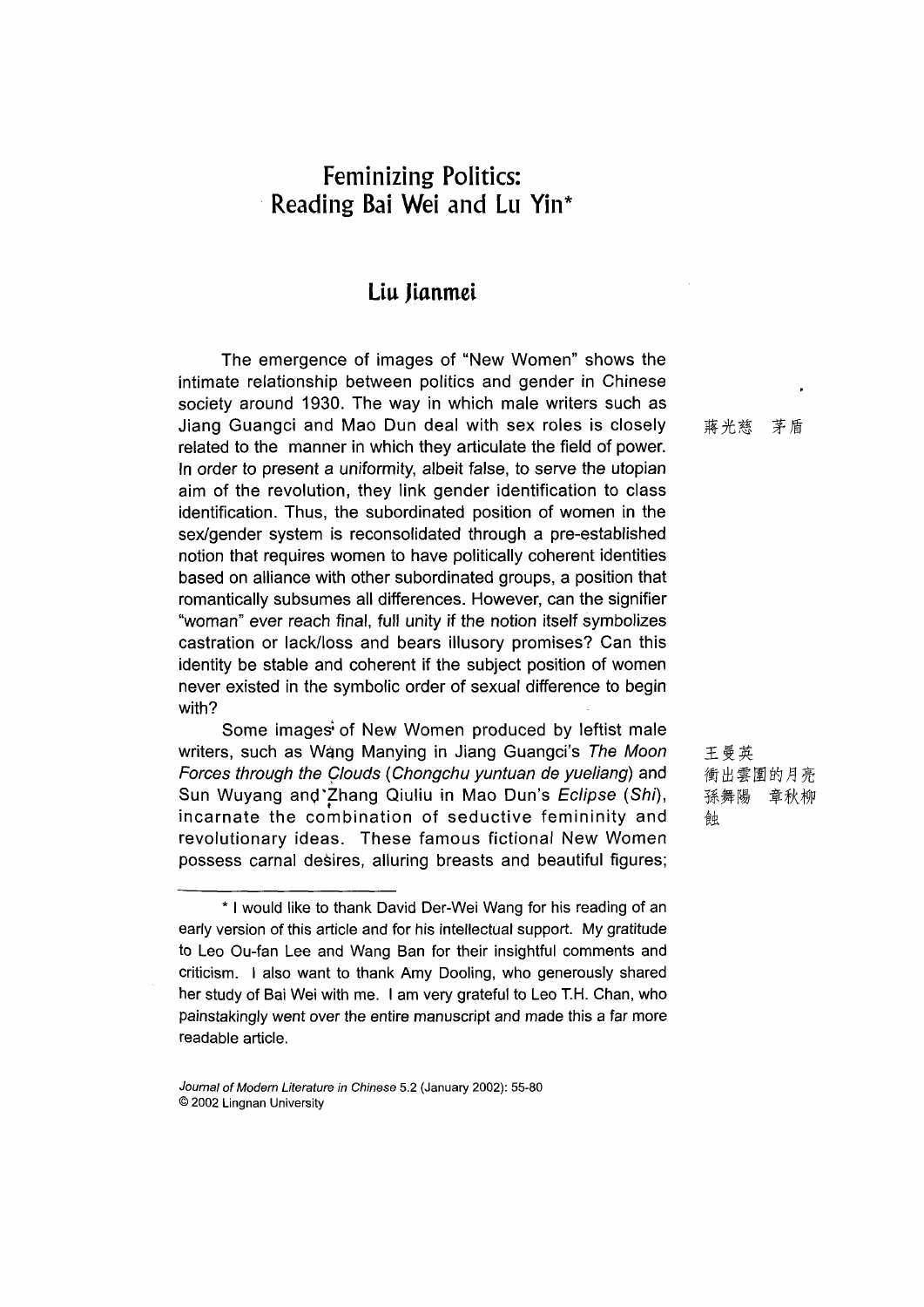# Feminizing Politics: Reading Bai Wei and Lu Yin*

## Liu Jianmei

The emergence of images of "New Women" shows the intimate relationship between politics and gender in Chinese society around 1930. The way in which male writers such as Jiang Guangci and Mao Dun deal with sex roles is closely related to the manner in which they articulate the field of power. In order to present a uniformity, albeit false, to serve the utopian aim of the revolution, they link gender identification to class identification. Thus, the subordinated position of women in the sex/gender system is reconsolidated through a pre-established notion that requires women to have politically coherent identities based on alliance with other subordinated groups, a position that romantically subsumes all differences. However, can the signifier "woman" ever reach final, full unity if the notion itself symbolizes castration or lack/loss and bears illusory promises? Can this identity be stable and coherent if the subject position of women never existed in the symbolic order of sexual difference to begin with?

蔣光慈　茅盾

Some images of New Women produced by leftist male writers, such as Wang Manying in Jiang Guangci's *The Moon Forces through the Clouds* (*Chongchu yuntuan de yueliang*) and Sun Wuyang and Zhang Qiuliu in Mao Dun's *Eclipse* (*Shi*), incarnate the combination of seductive femininity and revolutionary ideas. These famous fictional New Women possess carnal desires, alluring breasts and beautiful figures;

王曼英
衝出雲圍的月亮
孫舞陽　章秋柳
蝕

* I would like to thank David Der-Wei Wang for his reading of an early version of this article and for his intellectual support. My gratitude to Leo Ou-fan Lee and Wang Ban for their insightful comments and criticism. I also want to thank Amy Dooling, who generously shared her study of Bai Wei with me. I am very grateful to Leo T.H. Chan, who painstakingly went over the entire manuscript and made this a far more readable article.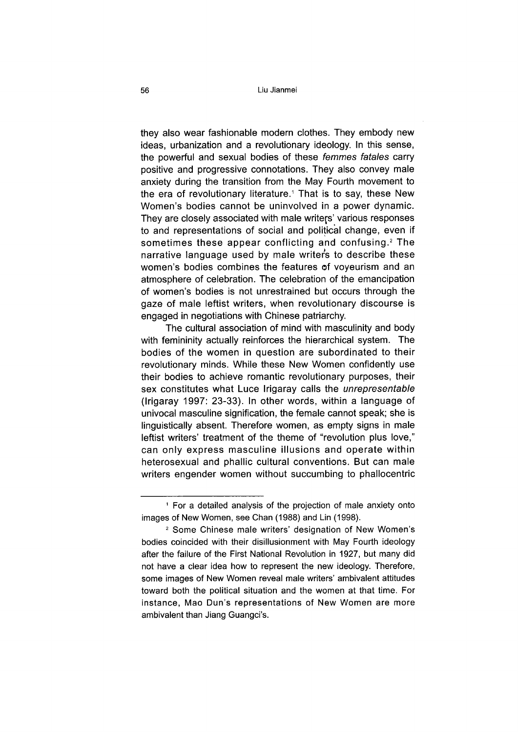they also wear fashionable modern clothes. They embody new ideas, urbanization and a revolutionary ideology. In this sense, the powerful and sexual bodies of these *femmes fatales* carry positive and progressive connotations. They also convey male anxiety during the transition from the May Fourth movement to the era of revolutionary literature.[1] That is to say, these New Women's bodies cannot be uninvolved in a power dynamic. They are closely associated with male writers' various responses to and representations of social and political change, even if sometimes these appear conflicting and confusing.[2] The narrative language used by male writers to describe these women's bodies combines the features of voyeurism and an atmosphere of celebration. The celebration of the emancipation of women's bodies is not unrestrained but occurs through the gaze of male leftist writers, when revolutionary discourse is engaged in negotiations with Chinese patriarchy.

The cultural association of mind with masculinity and body with femininity actually reinforces the hierarchical system. The bodies of the women in question are subordinated to their revolutionary minds. While these New Women confidently use their bodies to achieve romantic revolutionary purposes, their sex constitutes what Luce Irigaray calls the *unrepresentable* (Irigaray 1997: 23-33). In other words, within a language of univocal masculine signification, the female cannot speak; she is linguistically absent. Therefore women, as empty signs in male leftist writers' treatment of the theme of "revolution plus love," can only express masculine illusions and operate within heterosexual and phallic cultural conventions. But can male writers engender women without succumbing to phallocentric

---

[1] For a detailed analysis of the projection of male anxiety onto images of New Women, see Chan (1988) and Lin (1998).

[2] Some Chinese male writers' designation of New Women's bodies coincided with their disillusionment with May Fourth ideology after the failure of the First National Revolution in 1927, but many did not have a clear idea how to represent the new ideology. Therefore, some images of New Women reveal male writers' ambivalent attitudes toward both the political situation and the women at that time. For instance, Mao Dun's representations of New Women are more ambivalent than Jiang Guangci's.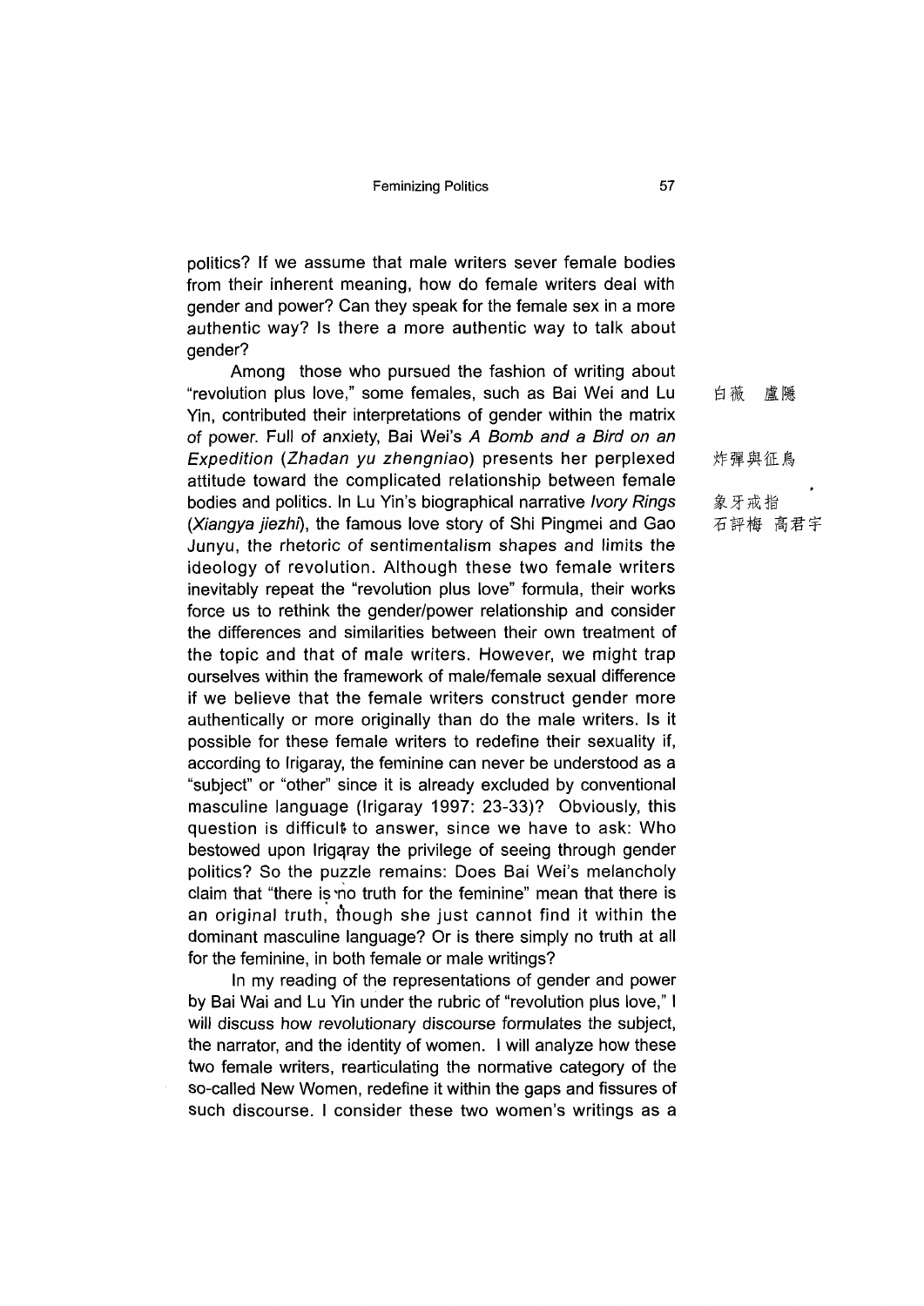politics? If we assume that male writers sever female bodies from their inherent meaning, how do female writers deal with gender and power? Can they speak for the female sex in a more authentic way? Is there a more authentic way to talk about gender?

Among those who pursued the fashion of writing about "revolution plus love," some females, such as Bai Wei and Lu Yin, contributed their interpretations of gender within the matrix of power. Full of anxiety, Bai Wei's *A Bomb and a Bird on an Expedition* (*Zhadan yu zhengniao*) presents her perplexed attitude toward the complicated relationship between female bodies and politics. In Lu Yin's biographical narrative *Ivory Rings* (*Xiangya jiezhi*), the famous love story of Shi Pingmei and Gao Junyu, the rhetoric of sentimentalism shapes and limits the ideology of revolution. Although these two female writers inevitably repeat the "revolution plus love" formula, their works force us to rethink the gender/power relationship and consider the differences and similarities between their own treatment of the topic and that of male writers. However, we might trap ourselves within the framework of male/female sexual difference if we believe that the female writers construct gender more authentically or more originally than do the male writers. Is it possible for these female writers to redefine their sexuality if, according to Irigaray, the feminine can never be understood as a "subject" or "other" since it is already excluded by conventional masculine language (Irigaray 1997: 23-33)? Obviously, this question is difficult to answer, since we have to ask: Who bestowed upon Irigaray the privilege of seeing through gender politics? So the puzzle remains: Does Bai Wei's melancholy claim that "there is no truth for the feminine" mean that there is an original truth, though she just cannot find it within the dominant masculine language? Or is there simply no truth at all for the feminine, in both female or male writings?

白薇 盧隱

炸彈與征鳥

象牙戒指
石評梅 高君宇

In my reading of the representations of gender and power by Bai Wai and Lu Yin under the rubric of "revolution plus love," I will discuss how revolutionary discourse formulates the subject, the narrator, and the identity of women. I will analyze how these two female writers, rearticulating the normative category of the so-called New Women, redefine it within the gaps and fissures of such discourse. I consider these two women's writings as a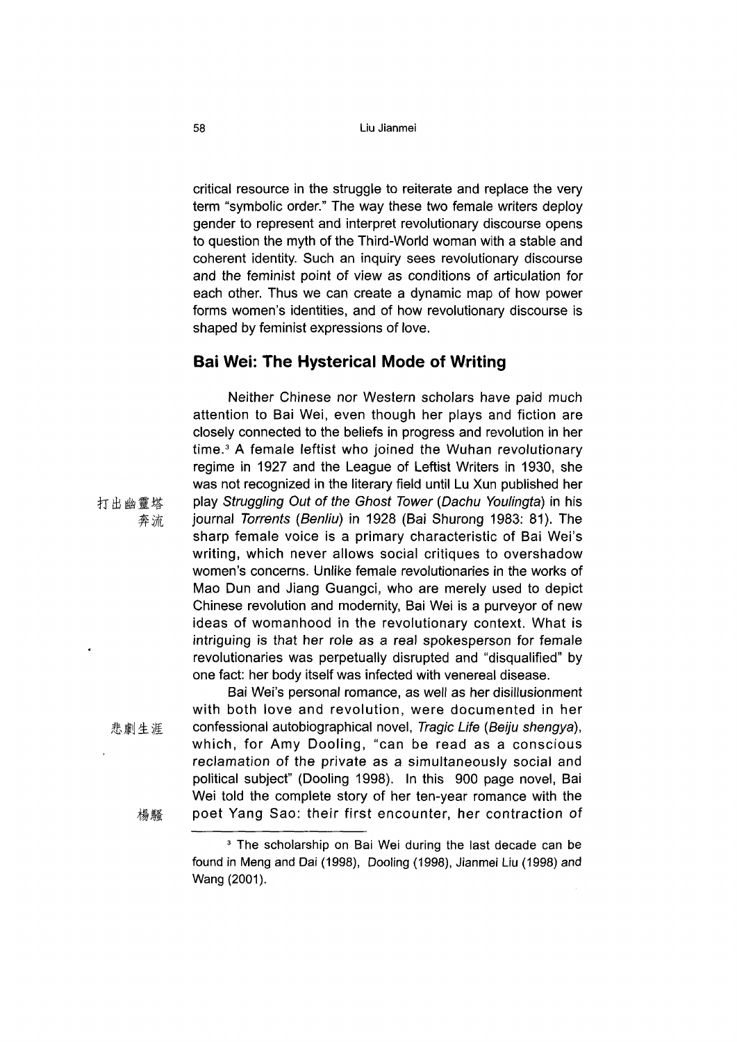critical resource in the struggle to reiterate and replace the very term "symbolic order." The way these two female writers deploy gender to represent and interpret revolutionary discourse opens to question the myth of the Third-World woman with a stable and coherent identity. Such an inquiry sees revolutionary discourse and the feminist point of view as conditions of articulation for each other. Thus we can create a dynamic map of how power forms women's identities, and of how revolutionary discourse is shaped by feminist expressions of love.

## Bai Wei: The Hysterical Mode of Writing

Neither Chinese nor Western scholars have paid much attention to Bai Wei, even though her plays and fiction are closely connected to the beliefs in progress and revolution in her time.[3] A female leftist who joined the Wuhan revolutionary regime in 1927 and the League of Leftist Writers in 1930, she was not recognized in the literary field until Lu Xun published her play *Struggling Out of the Ghost Tower* (*Dachu Youlingta*) 打出幽靈塔 in his journal *Torrents* (*Benliu*) 奔流 in 1928 (Bai Shurong 1983: 81). The sharp female voice is a primary characteristic of Bai Wei's writing, which never allows social critiques to overshadow women's concerns. Unlike female revolutionaries in the works of Mao Dun and Jiang Guangci, who are merely used to depict Chinese revolution and modernity, Bai Wei is a purveyor of new ideas of womanhood in the revolutionary context. What is intriguing is that her role as a real spokesperson for female revolutionaries was perpetually disrupted and "disqualified" by one fact: her body itself was infected with venereal disease.

Bai Wei's personal romance, as well as her disillusionment with both love and revolution, were documented in her confessional autobiographical novel, *Tragic Life* (*Beiju shengya*) 悲劇生涯, which, for Amy Dooling, "can be read as a conscious reclamation of the private as a simultaneously social and political subject" (Dooling 1998). In this 900 page novel, Bai Wei told the complete story of her ten-year romance with the poet Yang Sao 楊騷: their first encounter, her contraction of

[3] The scholarship on Bai Wei during the last decade can be found in Meng and Dai (1998), Dooling (1998), Jianmei Liu (1998) and Wang (2001).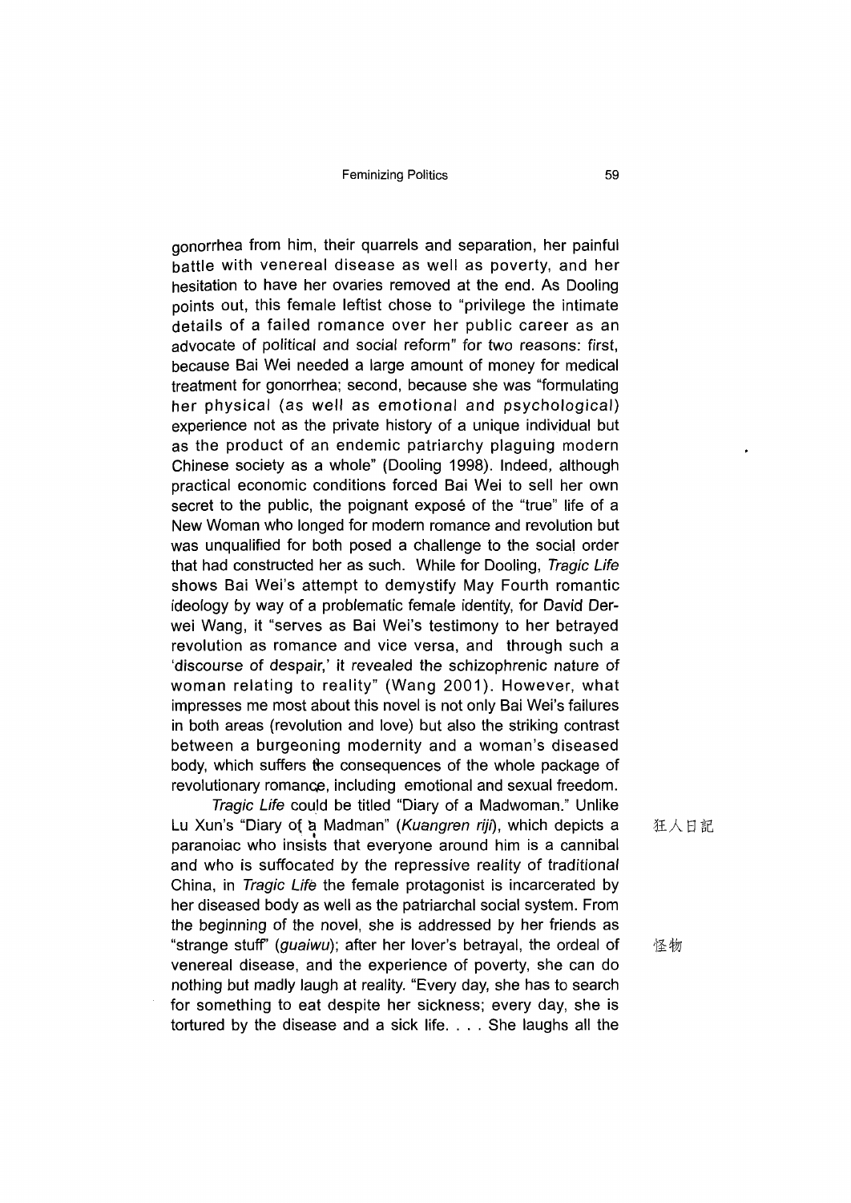gonorrhea from him, their quarrels and separation, her painful battle with venereal disease as well as poverty, and her hesitation to have her ovaries removed at the end. As Dooling points out, this female leftist chose to "privilege the intimate details of a failed romance over her public career as an advocate of political and social reform" for two reasons: first, because Bai Wei needed a large amount of money for medical treatment for gonorrhea; second, because she was "formulating her physical (as well as emotional and psychological) experience not as the private history of a unique individual but as the product of an endemic patriarchy plaguing modern Chinese society as a whole" (Dooling 1998). Indeed, although practical economic conditions forced Bai Wei to sell her own secret to the public, the poignant exposé of the "true" life of a New Woman who longed for modern romance and revolution but was unqualified for both posed a challenge to the social order that had constructed her as such. While for Dooling, *Tragic Life* shows Bai Wei's attempt to demystify May Fourth romantic ideology by way of a problematic female identity, for David Der-wei Wang, it "serves as Bai Wei's testimony to her betrayed revolution as romance and vice versa, and through such a 'discourse of despair,' it revealed the schizophrenic nature of woman relating to reality" (Wang 2001). However, what impresses me most about this novel is not only Bai Wei's failures in both areas (revolution and love) but also the striking contrast between a burgeoning modernity and a woman's diseased body, which suffers the consequences of the whole package of revolutionary romance, including emotional and sexual freedom.

*Tragic Life* could be titled "Diary of a Madwoman." Unlike Lu Xun's "Diary of a Madman" (*Kuangren riji*), which depicts a paranoiac who insists that everyone around him is a cannibal and who is suffocated by the repressive reality of traditional China, in *Tragic Life* the female protagonist is incarcerated by her diseased body as well as the patriarchal social system. From the beginning of the novel, she is addressed by her friends as "strange stuff" (*guaiwu*); after her lover's betrayal, the ordeal of venereal disease, and the experience of poverty, she can do nothing but madly laugh at reality. "Every day, she has to search for something to eat despite her sickness; every day, she is tortured by the disease and a sick life. . . . She laughs all the

狂人日記

怪物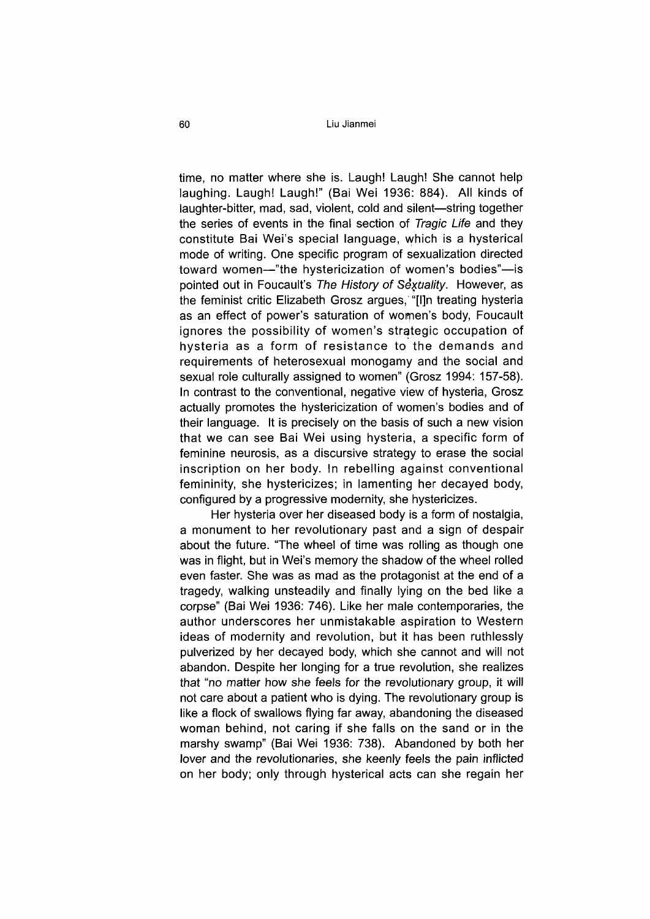time, no matter where she is. Laugh! Laugh! She cannot help laughing. Laugh! Laugh! Laugh!" (Bai Wei 1936: 884). All kinds of laughter-bitter, mad, sad, violent, cold and silent—string together the series of events in the final section of *Tragic Life* and they constitute Bai Wei's special language, which is a hysterical mode of writing. One specific program of sexualization directed toward women—"the hystericization of women's bodies"—is pointed out in Foucault's *The History of Sexuality*. However, as the feminist critic Elizabeth Grosz argues, "[I]n treating hysteria as an effect of power's saturation of women's body, Foucault ignores the possibility of women's strategic occupation of hysteria as a form of resistance to the demands and requirements of heterosexual monogamy and the social and sexual role culturally assigned to women" (Grosz 1994: 157-58). In contrast to the conventional, negative view of hysteria, Grosz actually promotes the hystericization of women's bodies and of their language. It is precisely on the basis of such a new vision that we can see Bai Wei using hysteria, a specific form of feminine neurosis, as a discursive strategy to erase the social inscription on her body. In rebelling against conventional femininity, she hystericizes; in lamenting her decayed body, configured by a progressive modernity, she hystericizes.

Her hysteria over her diseased body is a form of nostalgia, a monument to her revolutionary past and a sign of despair about the future. "The wheel of time was rolling as though one was in flight, but in Wei's memory the shadow of the wheel rolled even faster. She was as mad as the protagonist at the end of a tragedy, walking unsteadily and finally lying on the bed like a corpse" (Bai Wei 1936: 746). Like her male contemporaries, the author underscores her unmistakable aspiration to Western ideas of modernity and revolution, but it has been ruthlessly pulverized by her decayed body, which she cannot and will not abandon. Despite her longing for a true revolution, she realizes that "no matter how she feels for the revolutionary group, it will not care about a patient who is dying. The revolutionary group is like a flock of swallows flying far away, abandoning the diseased woman behind, not caring if she falls on the sand or in the marshy swamp" (Bai Wei 1936: 738). Abandoned by both her lover and the revolutionaries, she keenly feels the pain inflicted on her body; only through hysterical acts can she regain her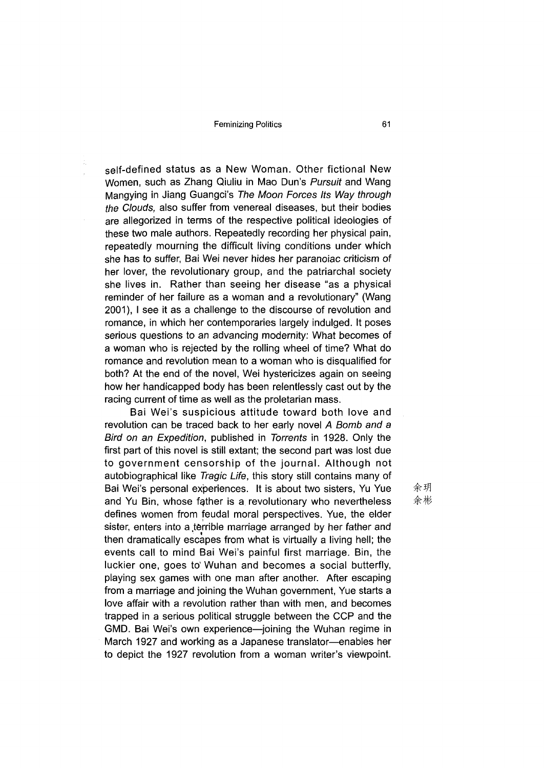self-defined status as a New Woman. Other fictional New Women, such as Zhang Qiuliu in Mao Dun's *Pursuit* and Wang Mangying in Jiang Guangci's *The Moon Forces Its Way through the Clouds,* also suffer from venereal diseases, but their bodies are allegorized in terms of the respective political ideologies of these two male authors. Repeatedly recording her physical pain, repeatedly mourning the difficult living conditions under which she has to suffer, Bai Wei never hides her paranoiac criticism of her lover, the revolutionary group, and the patriarchal society she lives in. Rather than seeing her disease "as a physical reminder of her failure as a woman and a revolutionary" (Wang 2001), I see it as a challenge to the discourse of revolution and romance, in which her contemporaries largely indulged. It poses serious questions to an advancing modernity: What becomes of a woman who is rejected by the rolling wheel of time? What do romance and revolution mean to a woman who is disqualified for both? At the end of the novel, Wei hystericizes again on seeing how her handicapped body has been relentlessly cast out by the racing current of time as well as the proletarian mass.

Bai Wei's suspicious attitude toward both love and revolution can be traced back to her early novel *A Bomb and a Bird on an Expedition*, published in *Torrents* in 1928. Only the first part of this novel is still extant; the second part was lost due to government censorship of the journal. Although not autobiographical like *Tragic Life*, this story still contains many of Bai Wei's personal experiences. It is about two sisters, Yu Yue and Yu Bin, whose father is a revolutionary who nevertheless defines women from feudal moral perspectives. Yue, the elder sister, enters into a terrible marriage arranged by her father and then dramatically escapes from what is virtually a living hell; the events call to mind Bai Wei's painful first marriage. Bin, the luckier one, goes to Wuhan and becomes a social butterfly, playing sex games with one man after another. After escaping from a marriage and joining the Wuhan government, Yue starts a love affair with a revolution rather than with men, and becomes trapped in a serious political struggle between the CCP and the GMD. Bai Wei's own experience—joining the Wuhan regime in March 1927 and working as a Japanese translator—enables her to depict the 1927 revolution from a woman writer's viewpoint.

余玥
余彬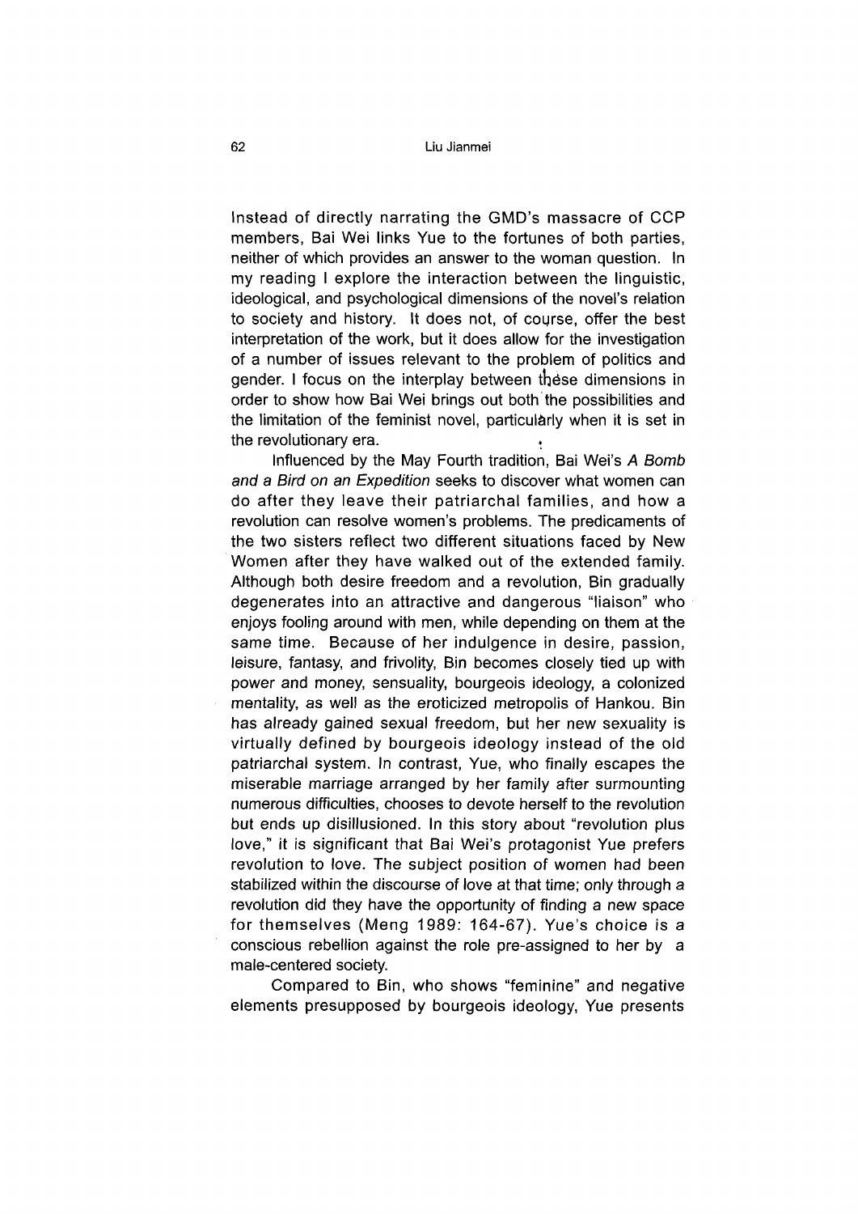Instead of directly narrating the GMD's massacre of CCP members, Bai Wei links Yue to the fortunes of both parties, neither of which provides an answer to the woman question. In my reading I explore the interaction between the linguistic, ideological, and psychological dimensions of the novel's relation to society and history. It does not, of course, offer the best interpretation of the work, but it does allow for the investigation of a number of issues relevant to the problem of politics and gender. I focus on the interplay between these dimensions in order to show how Bai Wei brings out both the possibilities and the limitation of the feminist novel, particularly when it is set in the revolutionary era.

Influenced by the May Fourth tradition, Bai Wei's *A Bomb and a Bird on an Expedition* seeks to discover what women can do after they leave their patriarchal families, and how a revolution can resolve women's problems. The predicaments of the two sisters reflect two different situations faced by New Women after they have walked out of the extended family. Although both desire freedom and a revolution, Bin gradually degenerates into an attractive and dangerous "liaison" who enjoys fooling around with men, while depending on them at the same time. Because of her indulgence in desire, passion, leisure, fantasy, and frivolity, Bin becomes closely tied up with power and money, sensuality, bourgeois ideology, a colonized mentality, as well as the eroticized metropolis of Hankou. Bin has already gained sexual freedom, but her new sexuality is virtually defined by bourgeois ideology instead of the old patriarchal system. In contrast, Yue, who finally escapes the miserable marriage arranged by her family after surmounting numerous difficulties, chooses to devote herself to the revolution but ends up disillusioned. In this story about "revolution plus love," it is significant that Bai Wei's protagonist Yue prefers revolution to love. The subject position of women had been stabilized within the discourse of love at that time; only through a revolution did they have the opportunity of finding a new space for themselves (Meng 1989: 164-67). Yue's choice is a conscious rebellion against the role pre-assigned to her by a male-centered society.

Compared to Bin, who shows "feminine" and negative elements presupposed by bourgeois ideology, Yue presents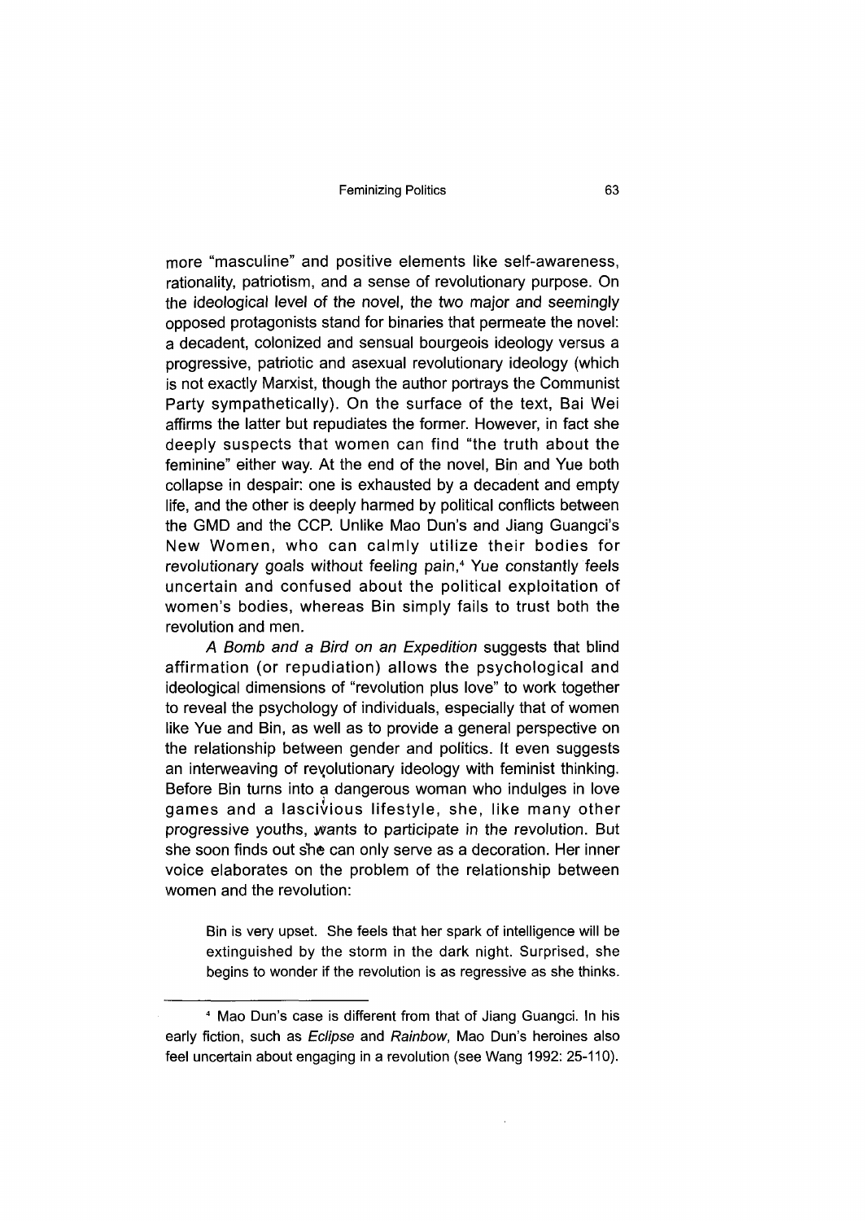more "masculine" and positive elements like self-awareness, rationality, patriotism, and a sense of revolutionary purpose. On the ideological level of the novel, the two major and seemingly opposed protagonists stand for binaries that permeate the novel: a decadent, colonized and sensual bourgeois ideology versus a progressive, patriotic and asexual revolutionary ideology (which is not exactly Marxist, though the author portrays the Communist Party sympathetically). On the surface of the text, Bai Wei affirms the latter but repudiates the former. However, in fact she deeply suspects that women can find "the truth about the feminine" either way. At the end of the novel, Bin and Yue both collapse in despair: one is exhausted by a decadent and empty life, and the other is deeply harmed by political conflicts between the GMD and the CCP. Unlike Mao Dun's and Jiang Guangci's New Women, who can calmly utilize their bodies for revolutionary goals without feeling pain,[4] Yue constantly feels uncertain and confused about the political exploitation of women's bodies, whereas Bin simply fails to trust both the revolution and men.

*A Bomb and a Bird on an Expedition* suggests that blind affirmation (or repudiation) allows the psychological and ideological dimensions of "revolution plus love" to work together to reveal the psychology of individuals, especially that of women like Yue and Bin, as well as to provide a general perspective on the relationship between gender and politics. It even suggests an interweaving of revolutionary ideology with feminist thinking. Before Bin turns into a dangerous woman who indulges in love games and a lascivious lifestyle, she, like many other progressive youths, wants to participate in the revolution. But she soon finds out she can only serve as a decoration. Her inner voice elaborates on the problem of the relationship between women and the revolution:

> Bin is very upset. She feels that her spark of intelligence will be extinguished by the storm in the dark night. Surprised, she begins to wonder if the revolution is as regressive as she thinks.

[4] Mao Dun's case is different from that of Jiang Guangci. In his early fiction, such as *Eclipse* and *Rainbow*, Mao Dun's heroines also feel uncertain about engaging in a revolution (see Wang 1992: 25-110).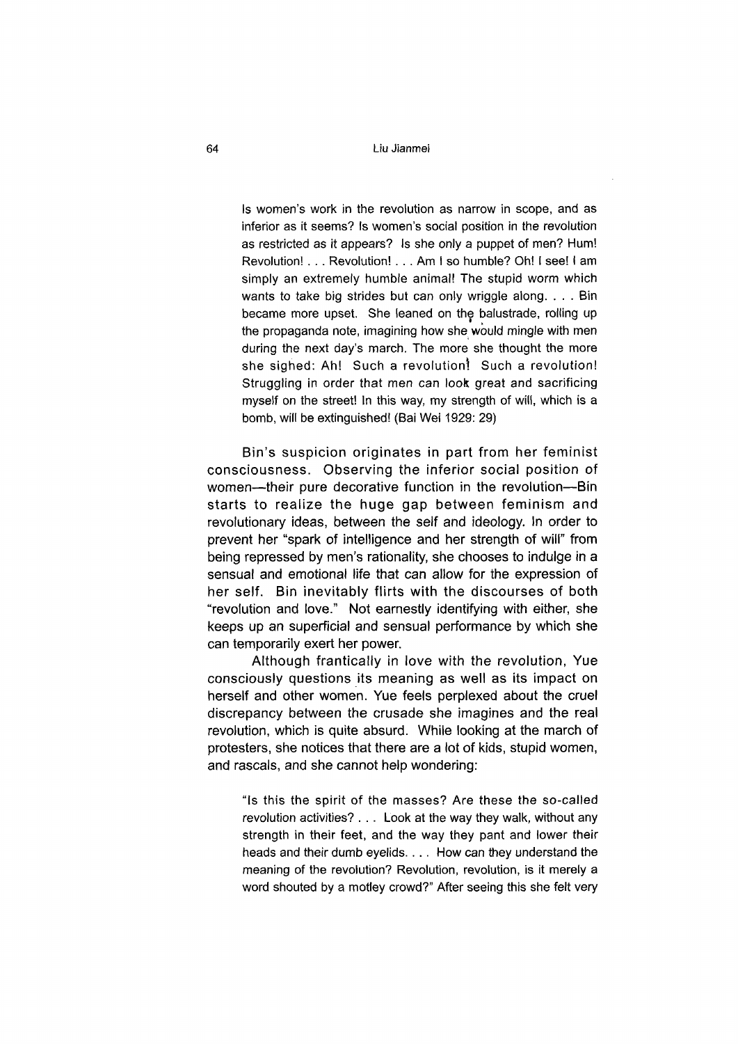> Is women's work in the revolution as narrow in scope, and as inferior as it seems? Is women's social position in the revolution as restricted as it appears? Is she only a puppet of men? Hum! Revolution! . . . Revolution! . . . Am I so humble? Oh! I see! I am simply an extremely humble animal! The stupid worm which wants to take big strides but can only wriggle along. . . . Bin became more upset. She leaned on the balustrade, rolling up the propaganda note, imagining how she would mingle with men during the next day's march. The more she thought the more she sighed: Ah! Such a revolution! Such a revolution! Struggling in order that men can look great and sacrificing myself on the street! In this way, my strength of will, which is a bomb, will be extinguished! (Bai Wei 1929: 29)

Bin's suspicion originates in part from her feminist consciousness. Observing the inferior social position of women—their pure decorative function in the revolution—Bin starts to realize the huge gap between feminism and revolutionary ideas, between the self and ideology. In order to prevent her "spark of intelligence and her strength of will" from being repressed by men's rationality, she chooses to indulge in a sensual and emotional life that can allow for the expression of her self. Bin inevitably flirts with the discourses of both "revolution and love." Not earnestly identifying with either, she keeps up an superficial and sensual performance by which she can temporarily exert her power.

Although frantically in love with the revolution, Yue consciously questions its meaning as well as its impact on herself and other women. Yue feels perplexed about the cruel discrepancy between the crusade she imagines and the real revolution, which is quite absurd. While looking at the march of protesters, she notices that there are a lot of kids, stupid women, and rascals, and she cannot help wondering:

> "Is this the spirit of the masses? Are these the so-called revolution activities? . . . Look at the way they walk, without any strength in their feet, and the way they pant and lower their heads and their dumb eyelids. . . . How can they understand the meaning of the revolution? Revolution, revolution, is it merely a word shouted by a motley crowd?" After seeing this she felt very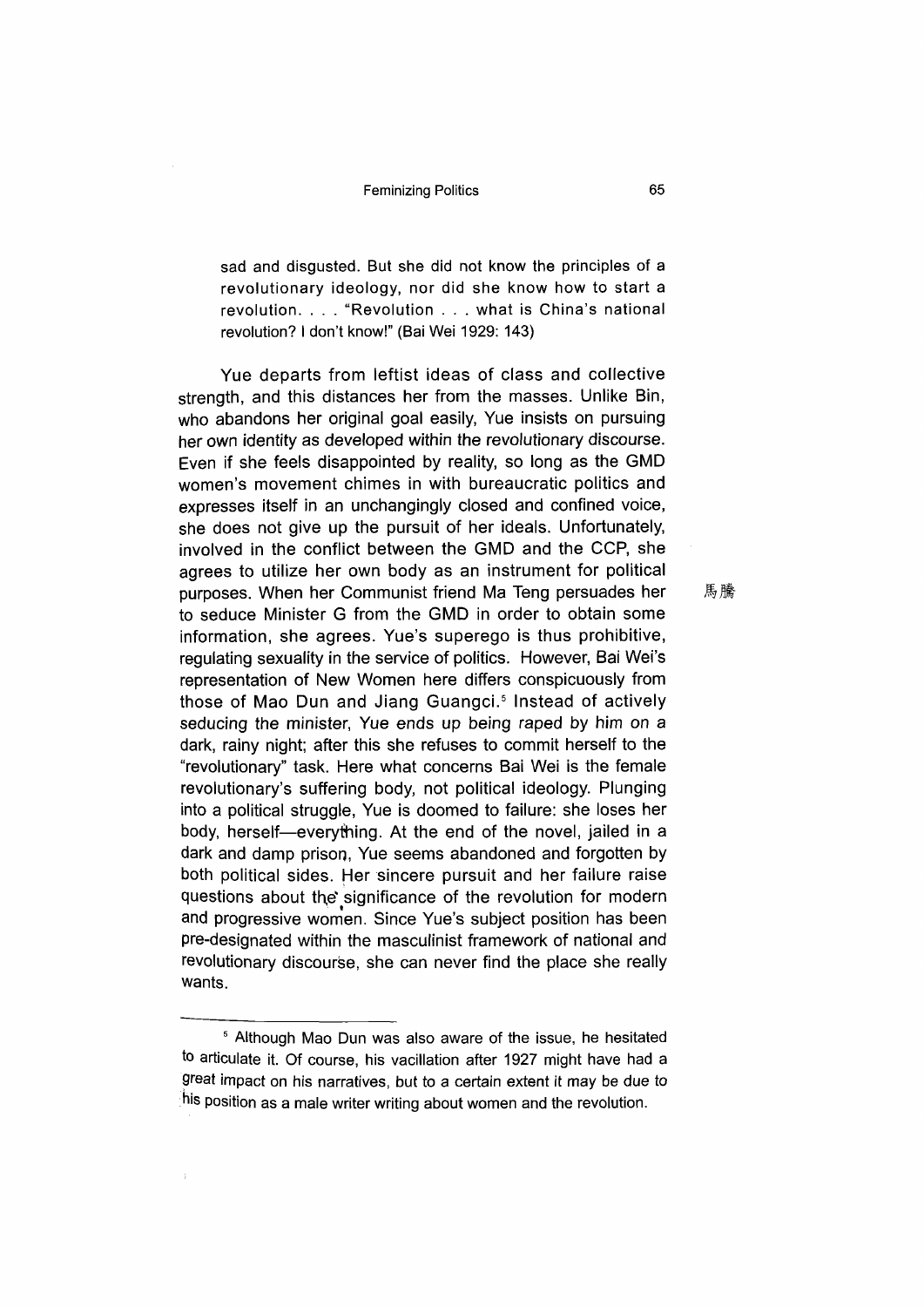sad and disgusted. But she did not know the principles of a revolutionary ideology, nor did she know how to start a revolution. . . . "Revolution . . . what is China's national revolution? I don't know!" (Bai Wei 1929: 143)

Yue departs from leftist ideas of class and collective strength, and this distances her from the masses. Unlike Bin, who abandons her original goal easily, Yue insists on pursuing her own identity as developed within the revolutionary discourse. Even if she feels disappointed by reality, so long as the GMD women's movement chimes in with bureaucratic politics and expresses itself in an unchangingly closed and confined voice, she does not give up the pursuit of her ideals. Unfortunately, involved in the conflict between the GMD and the CCP, she agrees to utilize her own body as an instrument for political purposes. When her Communist friend Ma Teng persuades her to seduce Minister G from the GMD in order to obtain some information, she agrees. Yue's superego is thus prohibitive, regulating sexuality in the service of politics. However, Bai Wei's representation of New Women here differs conspicuously from those of Mao Dun and Jiang Guangci.[5] Instead of actively seducing the minister, Yue ends up being raped by him on a dark, rainy night; after this she refuses to commit herself to the "revolutionary" task. Here what concerns Bai Wei is the female revolutionary's suffering body, not political ideology. Plunging into a political struggle, Yue is doomed to failure: she loses her body, herself—everything. At the end of the novel, jailed in a dark and damp prison, Yue seems abandoned and forgotten by both political sides. Her sincere pursuit and her failure raise questions about the significance of the revolution for modern and progressive women. Since Yue's subject position has been pre-designated within the masculinist framework of national and revolutionary discourse, she can never find the place she really wants.

馬騰

[5] Although Mao Dun was also aware of the issue, he hesitated to articulate it. Of course, his vacillation after 1927 might have had a great impact on his narratives, but to a certain extent it may be due to his position as a male writer writing about women and the revolution.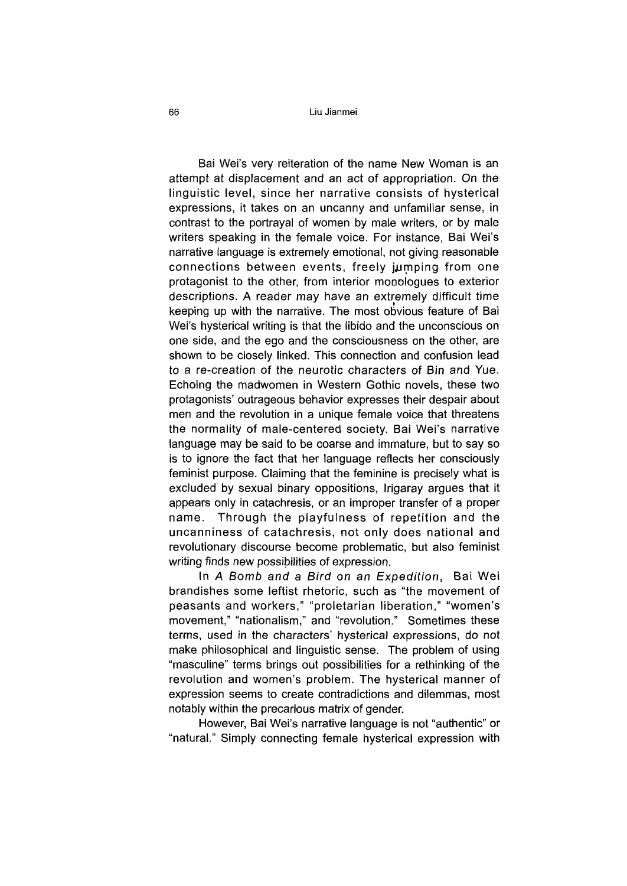Bai Wei's very reiteration of the name New Woman is an attempt at displacement and an act of appropriation. On the linguistic level, since her narrative consists of hysterical expressions, it takes on an uncanny and unfamiliar sense, in contrast to the portrayal of women by male writers, or by male writers speaking in the female voice. For instance, Bai Wei's narrative language is extremely emotional, not giving reasonable connections between events, freely jumping from one protagonist to the other, from interior monologues to exterior descriptions. A reader may have an extremely difficult time keeping up with the narrative. The most obvious feature of Bai Wei's hysterical writing is that the libido and the unconscious on one side, and the ego and the consciousness on the other, are shown to be closely linked. This connection and confusion lead to a re-creation of the neurotic characters of Bin and Yue. Echoing the madwomen in Western Gothic novels, these two protagonists' outrageous behavior expresses their despair about men and the revolution in a unique female voice that threatens the normality of male-centered society. Bai Wei's narrative language may be said to be coarse and immature, but to say so is to ignore the fact that her language reflects her consciously feminist purpose. Claiming that the feminine is precisely what is excluded by sexual binary oppositions, Irigaray argues that it appears only in catachresis, or an improper transfer of a proper name. Through the playfulness of repetition and the uncanniness of catachresis, not only does national and revolutionary discourse become problematic, but also feminist writing finds new possibilities of expression.

In *A Bomb and a Bird on an Expedition*, Bai Wei brandishes some leftist rhetoric, such as "the movement of peasants and workers," "proletarian liberation," "women's movement," "nationalism," and "revolution." Sometimes these terms, used in the characters' hysterical expressions, do not make philosophical and linguistic sense. The problem of using "masculine" terms brings out possibilities for a rethinking of the revolution and women's problem. The hysterical manner of expression seems to create contradictions and dilemmas, most notably within the precarious matrix of gender.

However, Bai Wei's narrative language is not "authentic" or "natural." Simply connecting female hysterical expression with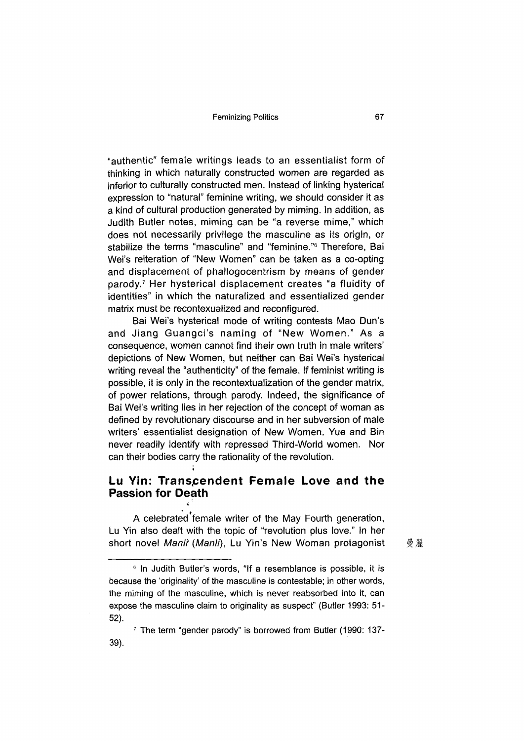"authentic" female writings leads to an essentialist form of thinking in which naturally constructed women are regarded as inferior to culturally constructed men. Instead of linking hysterical expression to "natural" feminine writing, we should consider it as a kind of cultural production generated by miming. In addition, as Judith Butler notes, miming can be "a reverse mime," which does not necessarily privilege the masculine as its origin, or stabilize the terms "masculine" and "feminine."[6] Therefore, Bai Wei's reiteration of "New Women" can be taken as a co-opting and displacement of phallogocentrism by means of gender parody.[7] Her hysterical displacement creates "a fluidity of identities" in which the naturalized and essentialized gender matrix must be recontexualized and reconfigured.

Bai Wei's hysterical mode of writing contests Mao Dun's and Jiang Guangci's naming of "New Women." As a consequence, women cannot find their own truth in male writers' depictions of New Women, but neither can Bai Wei's hysterical writing reveal the "authenticity" of the female. If feminist writing is possible, it is only in the recontextualization of the gender matrix, of power relations, through parody. Indeed, the significance of Bai Wei's writing lies in her rejection of the concept of woman as defined by revolutionary discourse and in her subversion of male writers' essentialist designation of New Women. Yue and Bin never readily identify with repressed Third-World women. Nor can their bodies carry the rationality of the revolution.

## Lu Yin: Transcendent Female Love and the Passion for Death

A celebrated female writer of the May Fourth generation, Lu Yin also dealt with the topic of "revolution plus love." In her short novel *Manli* (*Manli*), Lu Yin's New Woman protagonist 曼麗

---

[6] In Judith Butler's words, "If a resemblance is possible, it is because the 'originality' of the masculine is contestable; in other words, the miming of the masculine, which is never reabsorbed into it, can expose the masculine claim to originality as suspect" (Butler 1993: 51-52).

[7] The term "gender parody" is borrowed from Butler (1990: 137-39).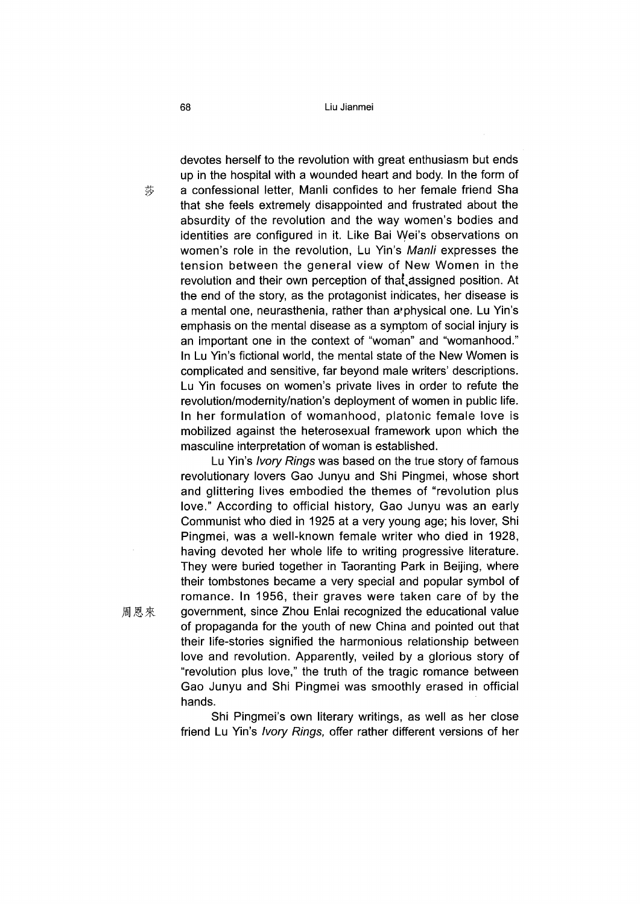devotes herself to the revolution with great enthusiasm but ends up in the hospital with a wounded heart and body. In the form of a confessional letter, Manli confides to her female friend Sha that she feels extremely disappointed and frustrated about the absurdity of the revolution and the way women's bodies and identities are configured in it. Like Bai Wei's observations on women's role in the revolution, Lu Yin's *Manli* expresses the tension between the general view of New Women in the revolution and their own perception of that assigned position. At the end of the story, as the protagonist indicates, her disease is a mental one, neurasthenia, rather than a physical one. Lu Yin's emphasis on the mental disease as a symptom of social injury is an important one in the context of "woman" and "womanhood." In Lu Yin's fictional world, the mental state of the New Women is complicated and sensitive, far beyond male writers' descriptions. Lu Yin focuses on women's private lives in order to refute the revolution/modernity/nation's deployment of women in public life. In her formulation of womanhood, platonic female love is mobilized against the heterosexual framework upon which the masculine interpretation of woman is established.

Lu Yin's *Ivory Rings* was based on the true story of famous revolutionary lovers Gao Junyu and Shi Pingmei, whose short and glittering lives embodied the themes of "revolution plus love." According to official history, Gao Junyu was an early Communist who died in 1925 at a very young age; his lover, Shi Pingmei, was a well-known female writer who died in 1928, having devoted her whole life to writing progressive literature. They were buried together in Taoranting Park in Beijing, where their tombstones became a very special and popular symbol of romance. In 1956, their graves were taken care of by the government, since Zhou Enlai recognized the educational value of propaganda for the youth of new China and pointed out that their life-stories signified the harmonious relationship between love and revolution. Apparently, veiled by a glorious story of "revolution plus love," the truth of the tragic romance between Gao Junyu and Shi Pingmei was smoothly erased in official hands.

Shi Pingmei's own literary writings, as well as her close friend Lu Yin's *Ivory Rings,* offer rather different versions of her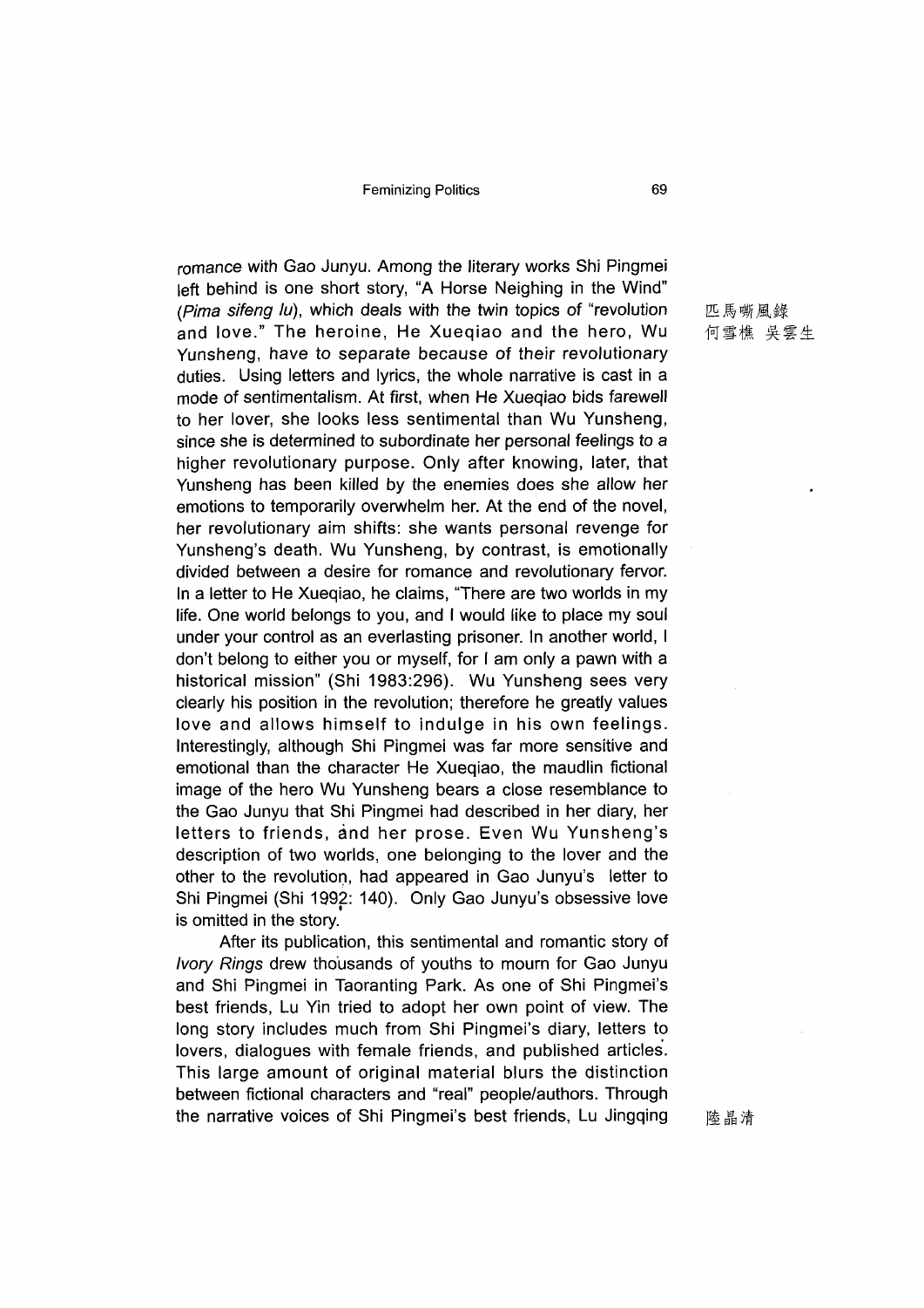romance with Gao Junyu. Among the literary works Shi Pingmei left behind is one short story, "A Horse Neighing in the Wind" (*Pima sifeng lu*), which deals with the twin topics of "revolution and love." The heroine, He Xueqiao and the hero, Wu Yunsheng, have to separate because of their revolutionary duties. Using letters and lyrics, the whole narrative is cast in a mode of sentimentalism. At first, when He Xueqiao bids farewell to her lover, she looks less sentimental than Wu Yunsheng, since she is determined to subordinate her personal feelings to a higher revolutionary purpose. Only after knowing, later, that Yunsheng has been killed by the enemies does she allow her emotions to temporarily overwhelm her. At the end of the novel, her revolutionary aim shifts: she wants personal revenge for Yunsheng's death. Wu Yunsheng, by contrast, is emotionally divided between a desire for romance and revolutionary fervor. In a letter to He Xueqiao, he claims, "There are two worlds in my life. One world belongs to you, and I would like to place my soul under your control as an everlasting prisoner. In another world, I don't belong to either you or myself, for I am only a pawn with a historical mission" (Shi 1983:296). Wu Yunsheng sees very clearly his position in the revolution; therefore he greatly values love and allows himself to indulge in his own feelings. Interestingly, although Shi Pingmei was far more sensitive and emotional than the character He Xueqiao, the maudlin fictional image of the hero Wu Yunsheng bears a close resemblance to the Gao Junyu that Shi Pingmei had described in her diary, her letters to friends, and her prose. Even Wu Yunsheng's description of two worlds, one belonging to the lover and the other to the revolution, had appeared in Gao Junyu's letter to Shi Pingmei (Shi 1992: 140). Only Gao Junyu's obsessive love is omitted in the story.

匹馬嘶風錄
何雪樵 吳雲生

After its publication, this sentimental and romantic story of *Ivory Rings* drew thousands of youths to mourn for Gao Junyu and Shi Pingmei in Taoranting Park. As one of Shi Pingmei's best friends, Lu Yin tried to adopt her own point of view. The long story includes much from Shi Pingmei's diary, letters to lovers, dialogues with female friends, and published articles. This large amount of original material blurs the distinction between fictional characters and "real" people/authors. Through the narrative voices of Shi Pingmei's best friends, Lu Jingqing

陸晶清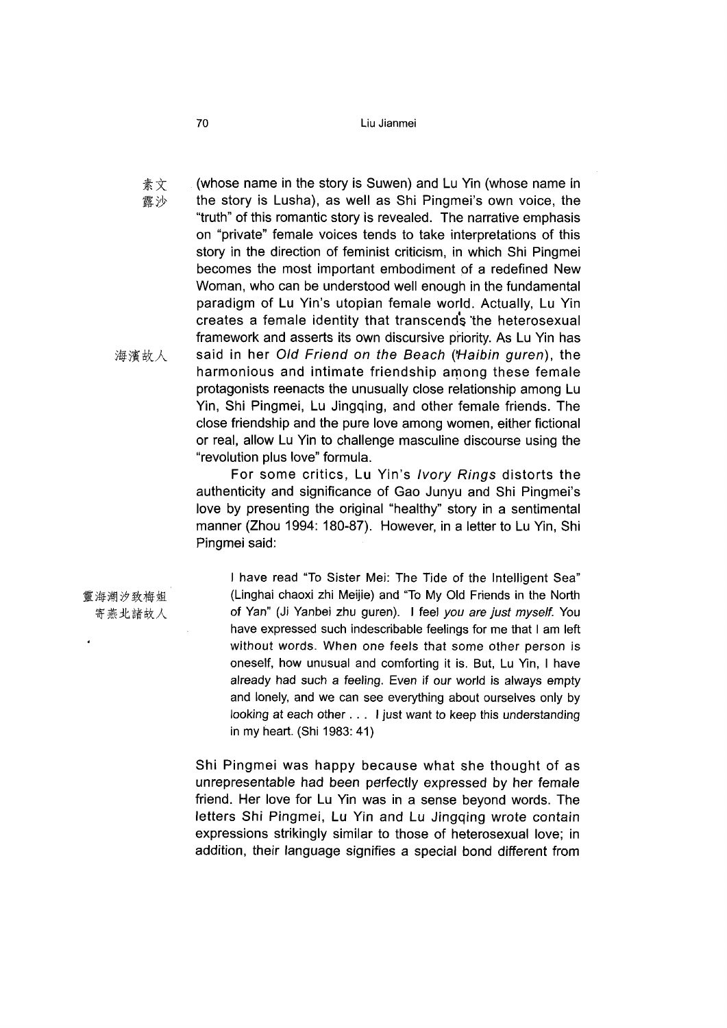素文 露沙 (whose name in the story is Suwen) and Lu Yin (whose name in the story is Lusha), as well as Shi Pingmei's own voice, the "truth" of this romantic story is revealed. The narrative emphasis on "private" female voices tends to take interpretations of this story in the direction of feminist criticism, in which Shi Pingmei becomes the most important embodiment of a redefined New Woman, who can be understood well enough in the fundamental paradigm of Lu Yin's utopian female world. Actually, Lu Yin creates a female identity that transcends the heterosexual framework and asserts its own discursive priority. As Lu Yin has said in her *Old Friend on the Beach* (*Haibin guren*) 海濱故人, the harmonious and intimate friendship among these female protagonists reenacts the unusually close relationship among Lu Yin, Shi Pingmei, Lu Jingqing, and other female friends. The close friendship and the pure love among women, either fictional or real, allow Lu Yin to challenge masculine discourse using the "revolution plus love" formula.

For some critics, Lu Yin's *Ivory Rings* distorts the authenticity and significance of Gao Junyu and Shi Pingmei's love by presenting the original "healthy" story in a sentimental manner (Zhou 1994: 180-87). However, in a letter to Lu Yin, Shi Pingmei said:

> I have read "To Sister Mei: The Tide of the Intelligent Sea" (Linghai chaoxi zhi Meijie) 靈海潮汐致梅姐 and "To My Old Friends in the North of Yan" (Ji Yanbei zhu guren) 寄燕北諸故人. I feel *you are just myself.* You have expressed such indescribable feelings for me that I am left without words. When one feels that some other person is oneself, how unusual and comforting it is. But, Lu Yin, I have already had such a feeling. Even if our world is always empty and lonely, and we can see everything about ourselves only by looking at each other . . . I just want to keep this understanding in my heart. (Shi 1983: 41)

Shi Pingmei was happy because what she thought of as unrepresentable had been perfectly expressed by her female friend. Her love for Lu Yin was in a sense beyond words. The letters Shi Pingmei, Lu Yin and Lu Jingqing wrote contain expressions strikingly similar to those of heterosexual love; in addition, their language signifies a special bond different from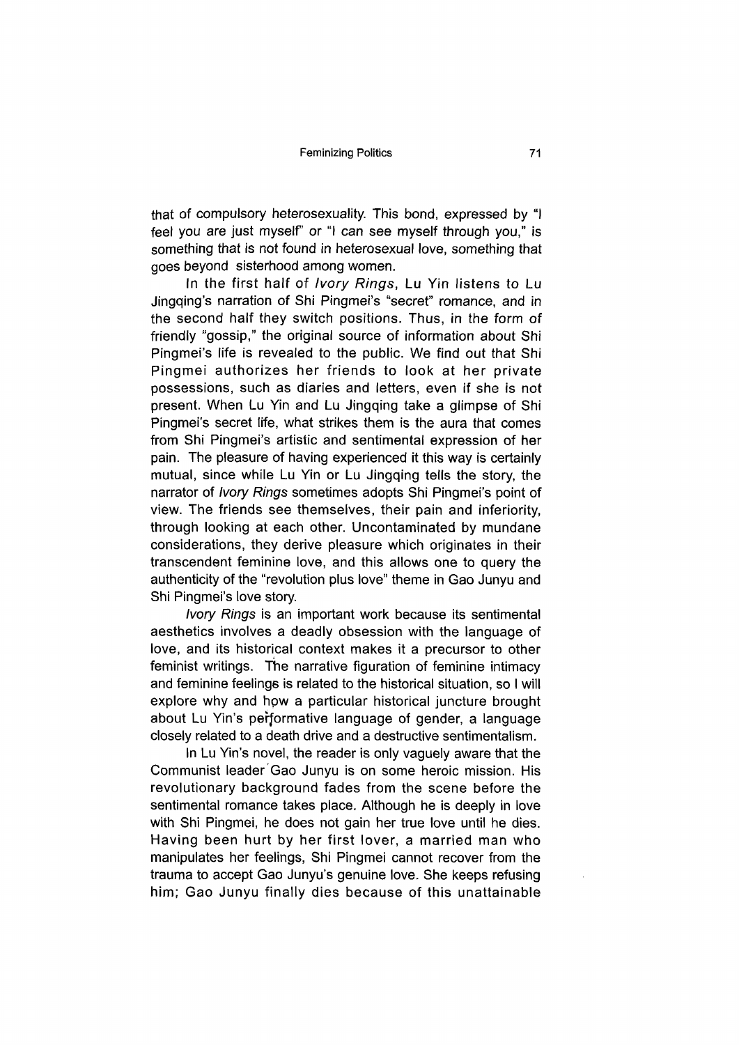that of compulsory heterosexuality. This bond, expressed by "I feel you are just myself" or "I can see myself through you," is something that is not found in heterosexual love, something that goes beyond sisterhood among women.

In the first half of *Ivory Rings*, Lu Yin listens to Lu Jingqing's narration of Shi Pingmei's "secret" romance, and in the second half they switch positions. Thus, in the form of friendly "gossip," the original source of information about Shi Pingmei's life is revealed to the public. We find out that Shi Pingmei authorizes her friends to look at her private possessions, such as diaries and letters, even if she is not present. When Lu Yin and Lu Jingqing take a glimpse of Shi Pingmei's secret life, what strikes them is the aura that comes from Shi Pingmei's artistic and sentimental expression of her pain. The pleasure of having experienced it this way is certainly mutual, since while Lu Yin or Lu Jingqing tells the story, the narrator of *Ivory Rings* sometimes adopts Shi Pingmei's point of view. The friends see themselves, their pain and inferiority, through looking at each other. Uncontaminated by mundane considerations, they derive pleasure which originates in their transcendent feminine love, and this allows one to query the authenticity of the "revolution plus love" theme in Gao Junyu and Shi Pingmei's love story.

*Ivory Rings* is an important work because its sentimental aesthetics involves a deadly obsession with the language of love, and its historical context makes it a precursor to other feminist writings. The narrative figuration of feminine intimacy and feminine feelings is related to the historical situation, so I will explore why and how a particular historical juncture brought about Lu Yin's performative language of gender, a language closely related to a death drive and a destructive sentimentalism.

In Lu Yin's novel, the reader is only vaguely aware that the Communist leader Gao Junyu is on some heroic mission. His revolutionary background fades from the scene before the sentimental romance takes place. Although he is deeply in love with Shi Pingmei, he does not gain her true love until he dies. Having been hurt by her first lover, a married man who manipulates her feelings, Shi Pingmei cannot recover from the trauma to accept Gao Junyu's genuine love. She keeps refusing him; Gao Junyu finally dies because of this unattainable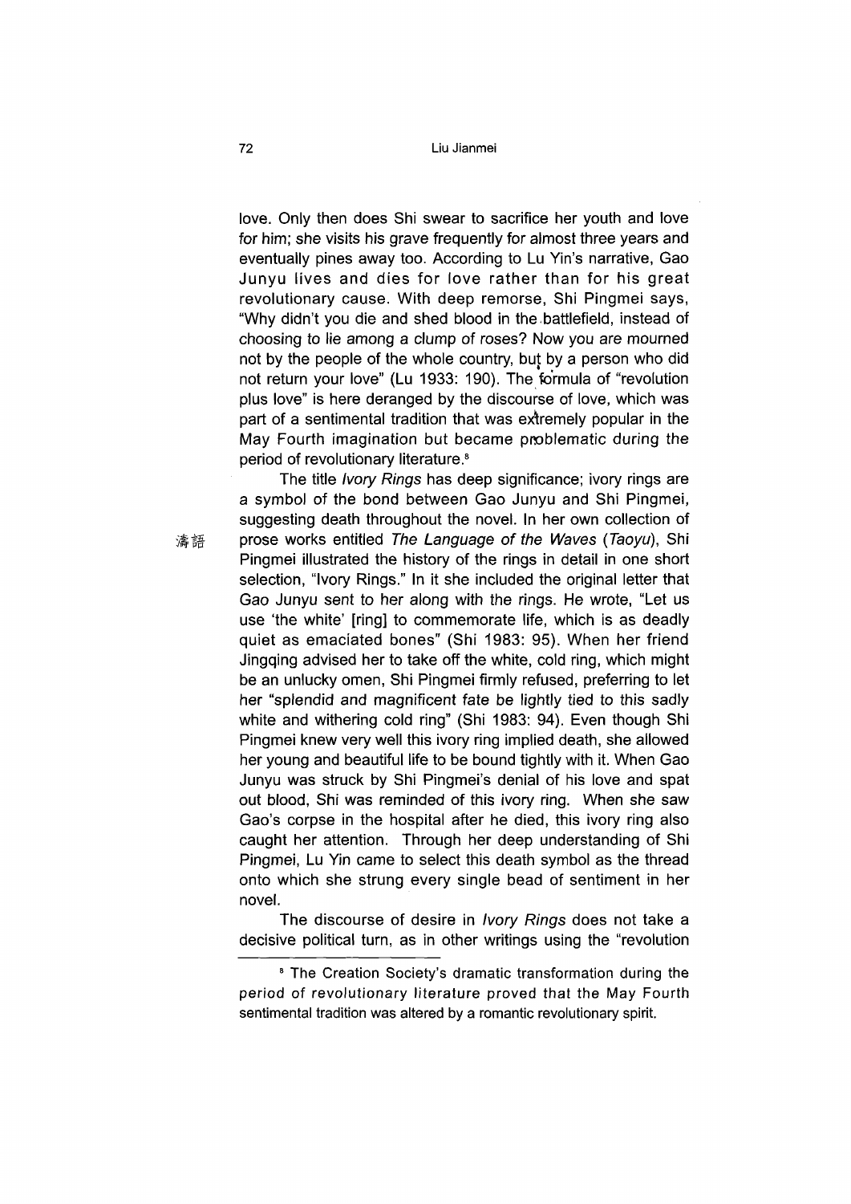love. Only then does Shi swear to sacrifice her youth and love for him; she visits his grave frequently for almost three years and eventually pines away too. According to Lu Yin's narrative, Gao Junyu lives and dies for love rather than for his great revolutionary cause. With deep remorse, Shi Pingmei says, "Why didn't you die and shed blood in the battlefield, instead of choosing to lie among a clump of roses? Now you are mourned not by the people of the whole country, but by a person who did not return your love" (Lu 1933: 190). The formula of "revolution plus love" is here deranged by the discourse of love, which was part of a sentimental tradition that was extremely popular in the May Fourth imagination but became problematic during the period of revolutionary literature.[8]

The title *Ivory Rings* has deep significance; ivory rings are a symbol of the bond between Gao Junyu and Shi Pingmei, suggesting death throughout the novel. In her own collection of prose works entitled *The Language of the Waves* (*Taoyu*), Shi Pingmei illustrated the history of the rings in detail in one short selection, "Ivory Rings." In it she included the original letter that Gao Junyu sent to her along with the rings. He wrote, "Let us use 'the white' [ring] to commemorate life, which is as deadly quiet as emaciated bones" (Shi 1983: 95). When her friend Jingqing advised her to take off the white, cold ring, which might be an unlucky omen, Shi Pingmei firmly refused, preferring to let her "splendid and magnificent fate be lightly tied to this sadly white and withering cold ring" (Shi 1983: 94). Even though Shi Pingmei knew very well this ivory ring implied death, she allowed her young and beautiful life to be bound tightly with it. When Gao Junyu was struck by Shi Pingmei's denial of his love and spat out blood, Shi was reminded of this ivory ring. When she saw Gao's corpse in the hospital after he died, this ivory ring also caught her attention. Through her deep understanding of Shi Pingmei, Lu Yin came to select this death symbol as the thread onto which she strung every single bead of sentiment in her novel.

濤語

The discourse of desire in *Ivory Rings* does not take a decisive political turn, as in other writings using the "revolution

---

[8] The Creation Society's dramatic transformation during the period of revolutionary literature proved that the May Fourth sentimental tradition was altered by a romantic revolutionary spirit.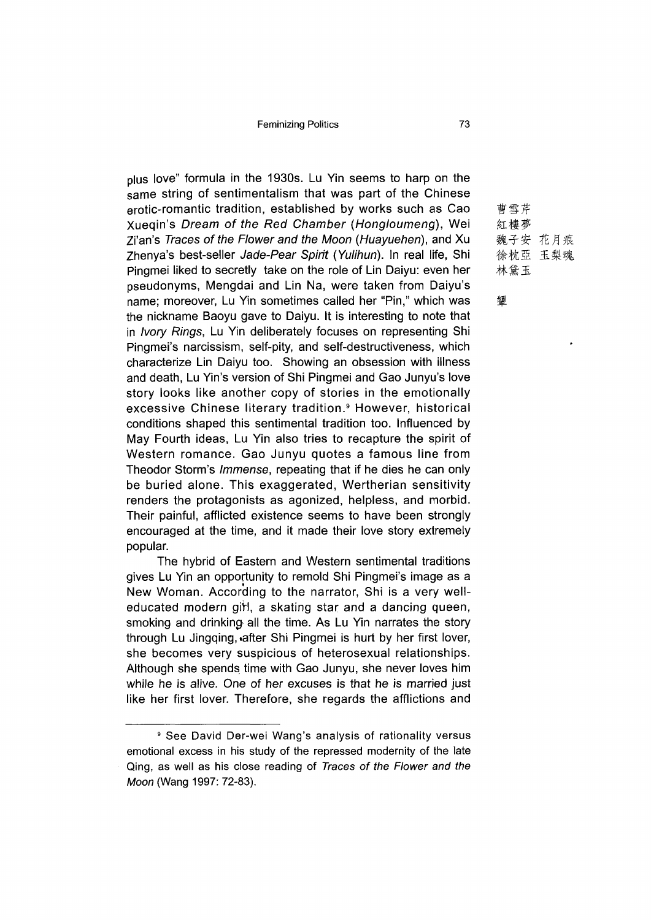plus love" formula in the 1930s. Lu Yin seems to harp on the same string of sentimentalism that was part of the Chinese erotic-romantic tradition, established by works such as Cao Xueqin's *Dream of the Red Chamber* (*Hongloumeng*), Wei Zi'an's *Traces of the Flower and the Moon* (*Huayuehen*), and Xu Zhenya's best-seller *Jade-Pear Spirit* (*Yulihun*). In real life, Shi Pingmei liked to secretly take on the role of Lin Daiyu: even her pseudonyms, Mengdai and Lin Na, were taken from Daiyu's name; moreover, Lu Yin sometimes called her "Pin," which was the nickname Baoyu gave to Daiyu. It is interesting to note that in *Ivory Rings*, Lu Yin deliberately focuses on representing Shi Pingmei's narcissism, self-pity, and self-destructiveness, which characterize Lin Daiyu too. Showing an obsession with illness and death, Lu Yin's version of Shi Pingmei and Gao Junyu's love story looks like another copy of stories in the emotionally excessive Chinese literary tradition.[9] However, historical conditions shaped this sentimental tradition too. Influenced by May Fourth ideas, Lu Yin also tries to recapture the spirit of Western romance. Gao Junyu quotes a famous line from Theodor Storm's *Immense*, repeating that if he dies he can only be buried alone. This exaggerated, Wertherian sensitivity renders the protagonists as agonized, helpless, and morbid. Their painful, afflicted existence seems to have been strongly encouraged at the time, and it made their love story extremely popular.

曹雪芹
紅樓夢
魏子安 花月痕
徐枕亞 玉梨魂
林黛玉

顰

The hybrid of Eastern and Western sentimental traditions gives Lu Yin an opportunity to remold Shi Pingmei's image as a New Woman. According to the narrator, Shi is a very well-educated modern girl, a skating star and a dancing queen, smoking and drinking all the time. As Lu Yin narrates the story through Lu Jingqing, after Shi Pingmei is hurt by her first lover, she becomes very suspicious of heterosexual relationships. Although she spends time with Gao Junyu, she never loves him while he is alive. One of her excuses is that he is married just like her first lover. Therefore, she regards the afflictions and

[9] See David Der-wei Wang's analysis of rationality versus emotional excess in his study of the repressed modernity of the late Qing, as well as his close reading of *Traces of the Flower and the Moon* (Wang 1997: 72-83).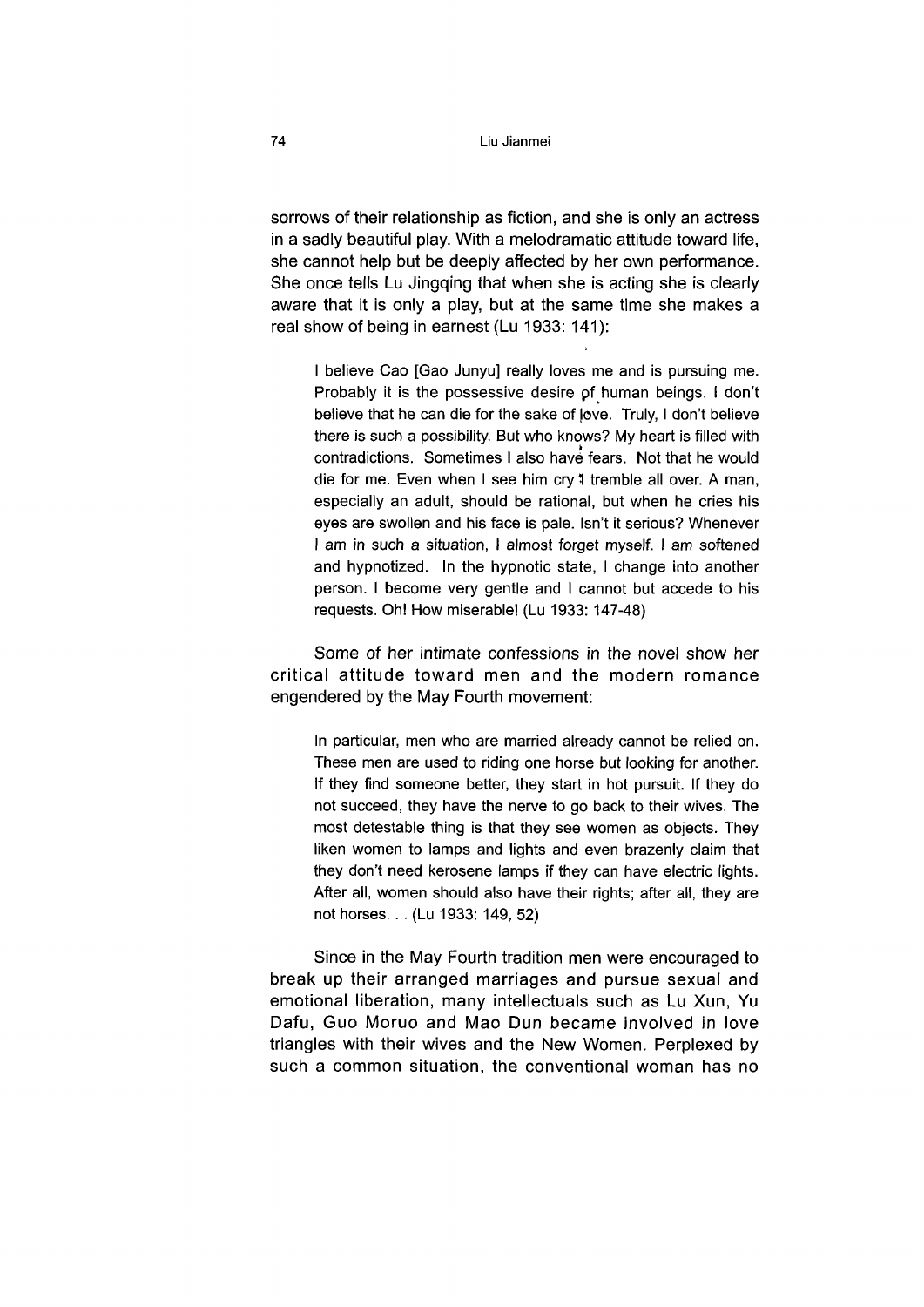sorrows of their relationship as fiction, and she is only an actress in a sadly beautiful play. With a melodramatic attitude toward life, she cannot help but be deeply affected by her own performance. She once tells Lu Jingqing that when she is acting she is clearly aware that it is only a play, but at the same time she makes a real show of being in earnest (Lu 1933: 141):

> I believe Cao [Gao Junyu] really loves me and is pursuing me. Probably it is the possessive desire of human beings. I don't believe that he can die for the sake of love. Truly, I don't believe there is such a possibility. But who knows? My heart is filled with contradictions. Sometimes I also have fears. Not that he would die for me. Even when I see him cry I tremble all over. A man, especially an adult, should be rational, but when he cries his eyes are swollen and his face is pale. Isn't it serious? Whenever I am in such a situation, I almost forget myself. I am softened and hypnotized. In the hypnotic state, I change into another person. I become very gentle and I cannot but accede to his requests. Oh! How miserable! (Lu 1933: 147-48)

Some of her intimate confessions in the novel show her critical attitude toward men and the modern romance engendered by the May Fourth movement:

> In particular, men who are married already cannot be relied on. These men are used to riding one horse but looking for another. If they find someone better, they start in hot pursuit. If they do not succeed, they have the nerve to go back to their wives. The most detestable thing is that they see women as objects. They liken women to lamps and lights and even brazenly claim that they don't need kerosene lamps if they can have electric lights. After all, women should also have their rights; after all, they are not horses. . . (Lu 1933: 149, 52)

Since in the May Fourth tradition men were encouraged to break up their arranged marriages and pursue sexual and emotional liberation, many intellectuals such as Lu Xun, Yu Dafu, Guo Moruo and Mao Dun became involved in love triangles with their wives and the New Women. Perplexed by such a common situation, the conventional woman has no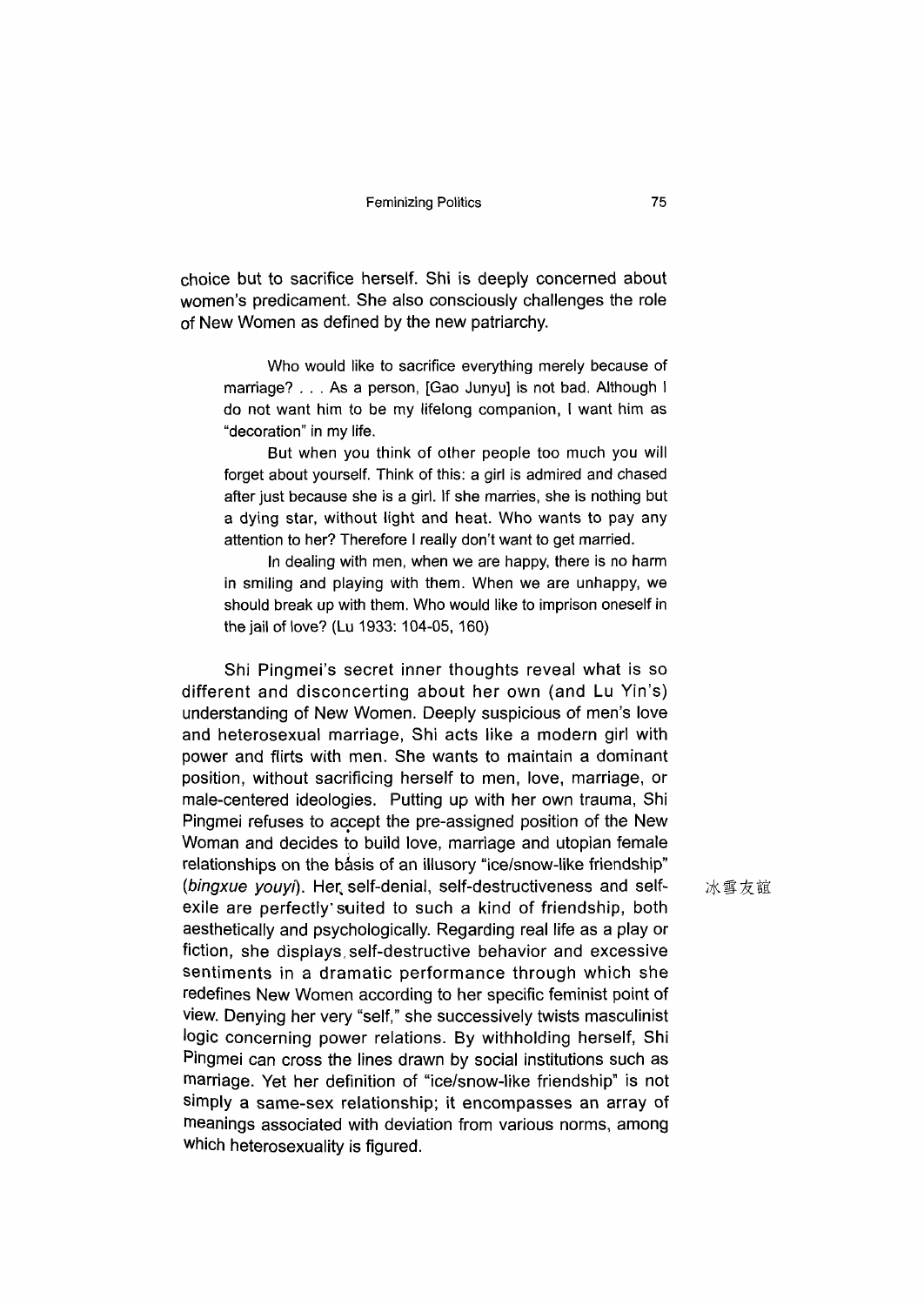choice but to sacrifice herself. Shi is deeply concerned about women's predicament. She also consciously challenges the role of New Women as defined by the new patriarchy.

> Who would like to sacrifice everything merely because of marriage? . . . As a person, [Gao Junyu] is not bad. Although I do not want him to be my lifelong companion, I want him as "decoration" in my life.
>
> But when you think of other people too much you will forget about yourself. Think of this: a girl is admired and chased after just because she is a girl. If she marries, she is nothing but a dying star, without light and heat. Who wants to pay any attention to her? Therefore I really don't want to get married.
>
> In dealing with men, when we are happy, there is no harm in smiling and playing with them. When we are unhappy, we should break up with them. Who would like to imprison oneself in the jail of love? (Lu 1933: 104-05, 160)

Shi Pingmei's secret inner thoughts reveal what is so different and disconcerting about her own (and Lu Yin's) understanding of New Women. Deeply suspicious of men's love and heterosexual marriage, Shi acts like a modern girl with power and flirts with men. She wants to maintain a dominant position, without sacrificing herself to men, love, marriage, or male-centered ideologies. Putting up with her own trauma, Shi Pingmei refuses to accept the pre-assigned position of the New Woman and decides to build love, marriage and utopian female relationships on the basis of an illusory "ice/snow-like friendship" (*bingxue youyi*). Her self-denial, self-destructiveness and self-exile are perfectly suited to such a kind of friendship, both aesthetically and psychologically. Regarding real life as a play or fiction, she displays self-destructive behavior and excessive sentiments in a dramatic performance through which she redefines New Women according to her specific feminist point of view. Denying her very "self," she successively twists masculinist logic concerning power relations. By withholding herself, Shi Pingmei can cross the lines drawn by social institutions such as marriage. Yet her definition of "ice/snow-like friendship" is not simply a same-sex relationship; it encompasses an array of meanings associated with deviation from various norms, among which heterosexuality is figured.

冰雪友誼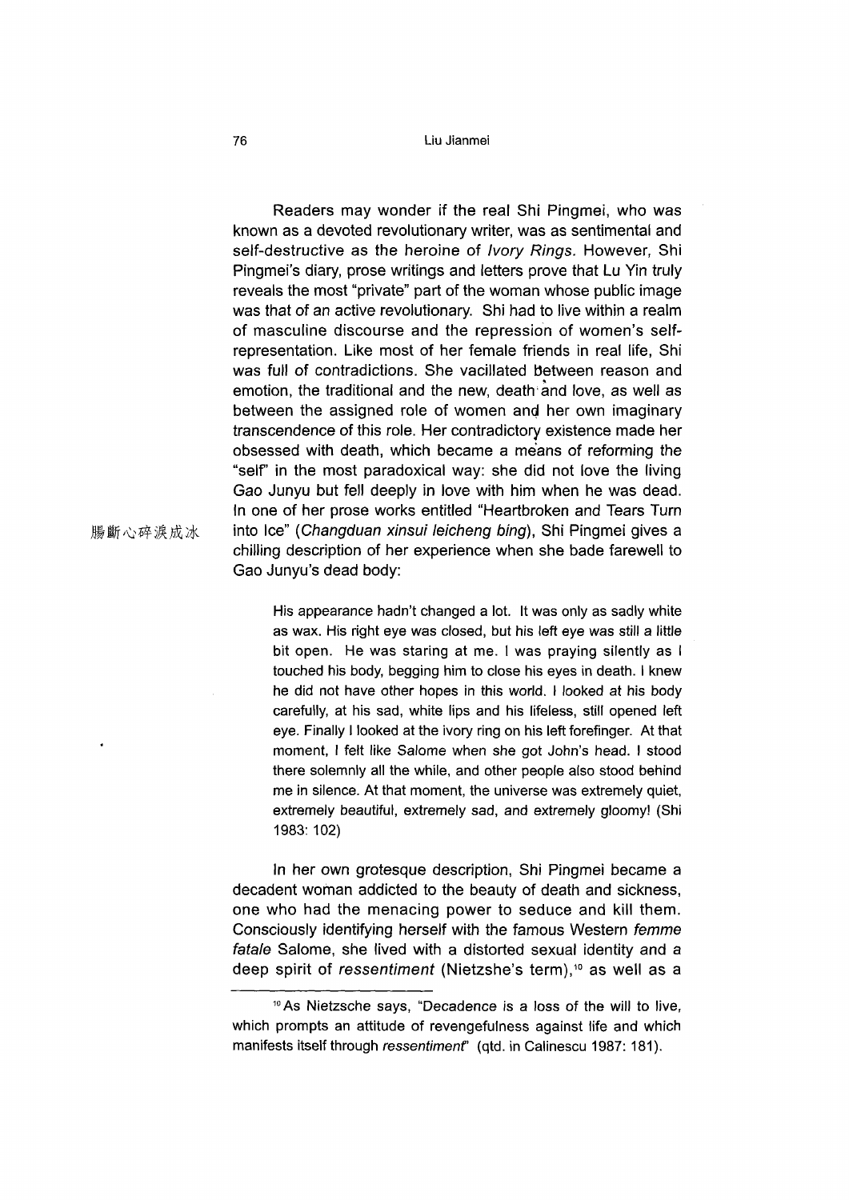Readers may wonder if the real Shi Pingmei, who was known as a devoted revolutionary writer, was as sentimental and self-destructive as the heroine of *Ivory Rings*. However, Shi Pingmei's diary, prose writings and letters prove that Lu Yin truly reveals the most "private" part of the woman whose public image was that of an active revolutionary. Shi had to live within a realm of masculine discourse and the repression of women's self-representation. Like most of her female friends in real life, Shi was full of contradictions. She vacillated between reason and emotion, the traditional and the new, death and love, as well as between the assigned role of women and her own imaginary transcendence of this role. Her contradictory existence made her obsessed with death, which became a means of reforming the "self" in the most paradoxical way: she did not love the living Gao Junyu but fell deeply in love with him when he was dead. In one of her prose works entitled "Heartbroken and Tears Turn into Ice" (*Changduan xinsui leicheng bing*), Shi Pingmei gives a chilling description of her experience when she bade farewell to Gao Junyu's dead body:

腸斷心碎淚成冰

> His appearance hadn't changed a lot. It was only as sadly white as wax. His right eye was closed, but his left eye was still a little bit open. He was staring at me. I was praying silently as I touched his body, begging him to close his eyes in death. I knew he did not have other hopes in this world. I looked at his body carefully, at his sad, white lips and his lifeless, still opened left eye. Finally I looked at the ivory ring on his left forefinger. At that moment, I felt like Salome when she got John's head. I stood there solemnly all the while, and other people also stood behind me in silence. At that moment, the universe was extremely quiet, extremely beautiful, extremely sad, and extremely gloomy! (Shi 1983: 102)

In her own grotesque description, Shi Pingmei became a decadent woman addicted to the beauty of death and sickness, one who had the menacing power to seduce and kill them. Consciously identifying herself with the famous Western *femme fatale* Salome, she lived with a distorted sexual identity and a deep spirit of *ressentiment* (Nietzshe's term),[10] as well as a

---

[10] As Nietzsche says, "Decadence is a loss of the will to live, which prompts an attitude of revengefulness against life and which manifests itself through *ressentiment*" (qtd. in Calinescu 1987: 181).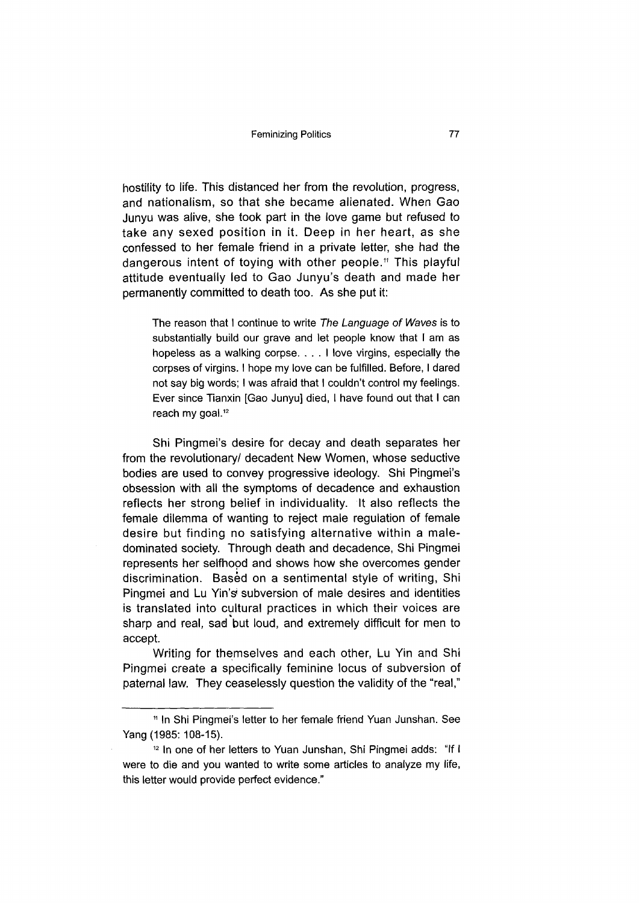hostility to life. This distanced her from the revolution, progress, and nationalism, so that she became alienated. When Gao Junyu was alive, she took part in the love game but refused to take any sexed position in it. Deep in her heart, as she confessed to her female friend in a private letter, she had the dangerous intent of toying with other people.[11] This playful attitude eventually led to Gao Junyu's death and made her permanently committed to death too. As she put it:

> The reason that I continue to write *The Language of Waves* is to substantially build our grave and let people know that I am as hopeless as a walking corpse. . . . I love virgins, especially the corpses of virgins. I hope my love can be fulfilled. Before, I dared not say big words; I was afraid that I couldn't control my feelings. Ever since Tianxin [Gao Junyu] died, I have found out that I can reach my goal.[12]

Shi Pingmei's desire for decay and death separates her from the revolutionary/ decadent New Women, whose seductive bodies are used to convey progressive ideology. Shi Pingmei's obsession with all the symptoms of decadence and exhaustion reflects her strong belief in individuality. It also reflects the female dilemma of wanting to reject male regulation of female desire but finding no satisfying alternative within a male-dominated society. Through death and decadence, Shi Pingmei represents her selfhood and shows how she overcomes gender discrimination. Based on a sentimental style of writing, Shi Pingmei and Lu Yin's subversion of male desires and identities is translated into cultural practices in which their voices are sharp and real, sad but loud, and extremely difficult for men to accept.

Writing for themselves and each other, Lu Yin and Shi Pingmei create a specifically feminine locus of subversion of paternal law. They ceaselessly question the validity of the "real,"

---

[11] In Shi Pingmei's letter to her female friend Yuan Junshan. See Yang (1985: 108-15).

[12] In one of her letters to Yuan Junshan, Shi Pingmei adds: "If I were to die and you wanted to write some articles to analyze my life, this letter would provide perfect evidence."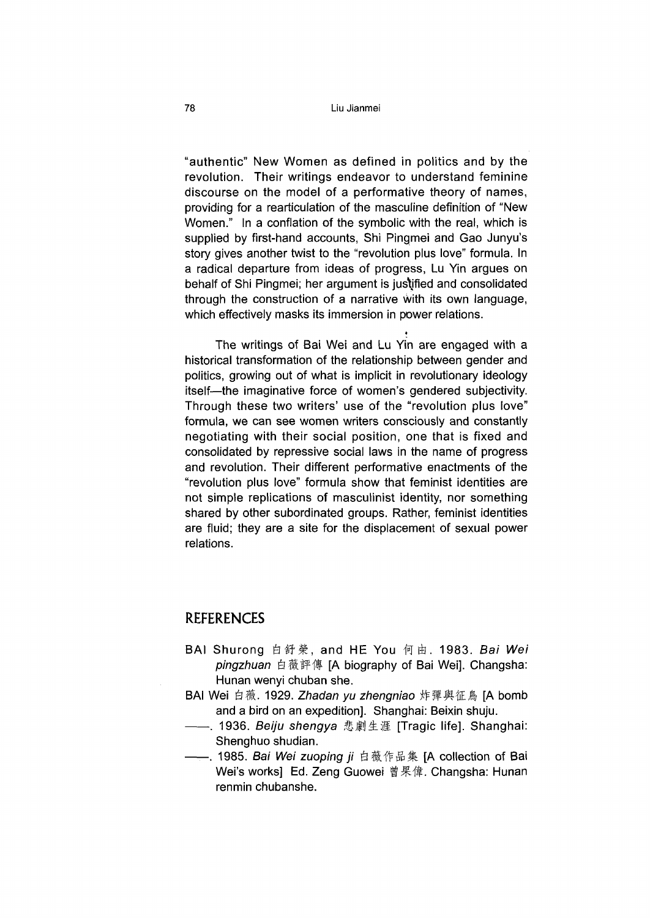"authentic" New Women as defined in politics and by the revolution. Their writings endeavor to understand feminine discourse on the model of a performative theory of names, providing for a rearticulation of the masculine definition of "New Women." In a conflation of the symbolic with the real, which is supplied by first-hand accounts, Shi Pingmei and Gao Junyu's story gives another twist to the "revolution plus love" formula. In a radical departure from ideas of progress, Lu Yin argues on behalf of Shi Pingmei; her argument is justified and consolidated through the construction of a narrative with its own language, which effectively masks its immersion in power relations.

The writings of Bai Wei and Lu Yin are engaged with a historical transformation of the relationship between gender and politics, growing out of what is implicit in revolutionary ideology itself—the imaginative force of women's gendered subjectivity. Through these two writers' use of the "revolution plus love" formula, we can see women writers consciously and constantly negotiating with their social position, one that is fixed and consolidated by repressive social laws in the name of progress and revolution. Their different performative enactments of the "revolution plus love" formula show that feminist identities are not simple replications of masculinist identity, nor something shared by other subordinated groups. Rather, feminist identities are fluid; they are a site for the displacement of sexual power relations.

## REFERENCES

BAI Shurong 白舒榮, and HE You 何由. 1983. *Bai Wei pingzhuan* 白薇評傳 [A biography of Bai Wei]. Changsha: Hunan wenyi chuban she.

BAI Wei 白薇. 1929. *Zhadan yu zhengniao* 炸彈與征鳥 [A bomb and a bird on an expedition]. Shanghai: Beixin shuju.

——. 1936. *Beiju shengya* 悲劇生涯 [Tragic life]. Shanghai: Shenghuo shudian.

——. 1985. *Bai Wei zuoping ji* 白薇作品集 [A collection of Bai Wei's works] Ed. Zeng Guowei 曾果偉. Changsha: Hunan renmin chubanshe.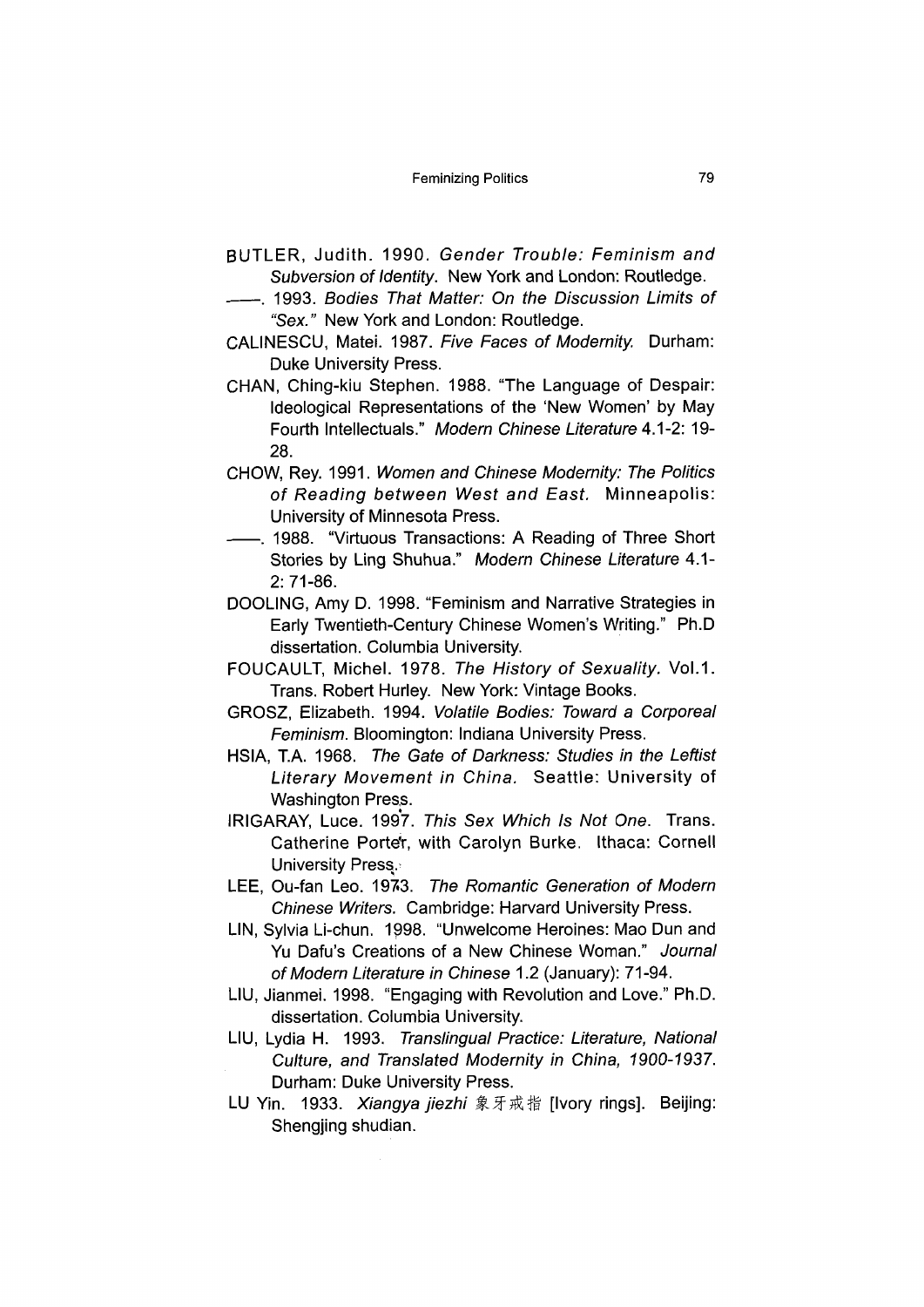BUTLER, Judith. 1990. *Gender Trouble: Feminism and Subversion of Identity*. New York and London: Routledge.

——. 1993. *Bodies That Matter: On the Discussion Limits of "Sex."* New York and London: Routledge.

CALINESCU, Matei. 1987. *Five Faces of Modernity.* Durham: Duke University Press.

CHAN, Ching-kiu Stephen. 1988. "The Language of Despair: Ideological Representations of the 'New Women' by May Fourth Intellectuals." *Modern Chinese Literature* 4.1-2: 19-28.

CHOW, Rey. 1991. *Women and Chinese Modernity: The Politics of Reading between West and East.* Minneapolis: University of Minnesota Press.

——. 1988. "Virtuous Transactions: A Reading of Three Short Stories by Ling Shuhua." *Modern Chinese Literature* 4.1-2: 71-86.

DOOLING, Amy D. 1998. "Feminism and Narrative Strategies in Early Twentieth-Century Chinese Women's Writing." Ph.D dissertation. Columbia University.

FOUCAULT, Michel. 1978. *The History of Sexuality.* Vol.1. Trans. Robert Hurley. New York: Vintage Books.

GROSZ, Elizabeth. 1994. *Volatile Bodies: Toward a Corporeal Feminism.* Bloomington: Indiana University Press.

HSIA, T.A. 1968. *The Gate of Darkness: Studies in the Leftist Literary Movement in China.* Seattle: University of Washington Press.

IRIGARAY, Luce. 1997. *This Sex Which Is Not One.* Trans. Catherine Porter, with Carolyn Burke. Ithaca: Cornell University Press.

LEE, Ou-fan Leo. 1973. *The Romantic Generation of Modern Chinese Writers.* Cambridge: Harvard University Press.

LIN, Sylvia Li-chun. 1998. "Unwelcome Heroines: Mao Dun and Yu Dafu's Creations of a New Chinese Woman." *Journal of Modern Literature in Chinese* 1.2 (January): 71-94.

LIU, Jianmei. 1998. "Engaging with Revolution and Love." Ph.D. dissertation. Columbia University.

LIU, Lydia H. 1993. *Translingual Practice: Literature, National Culture, and Translated Modernity in China, 1900-1937.* Durham: Duke University Press.

LU Yin. 1933. *Xiangya jiezhi* 象牙戒指 [Ivory rings]. Beijing: Shengjing shudian.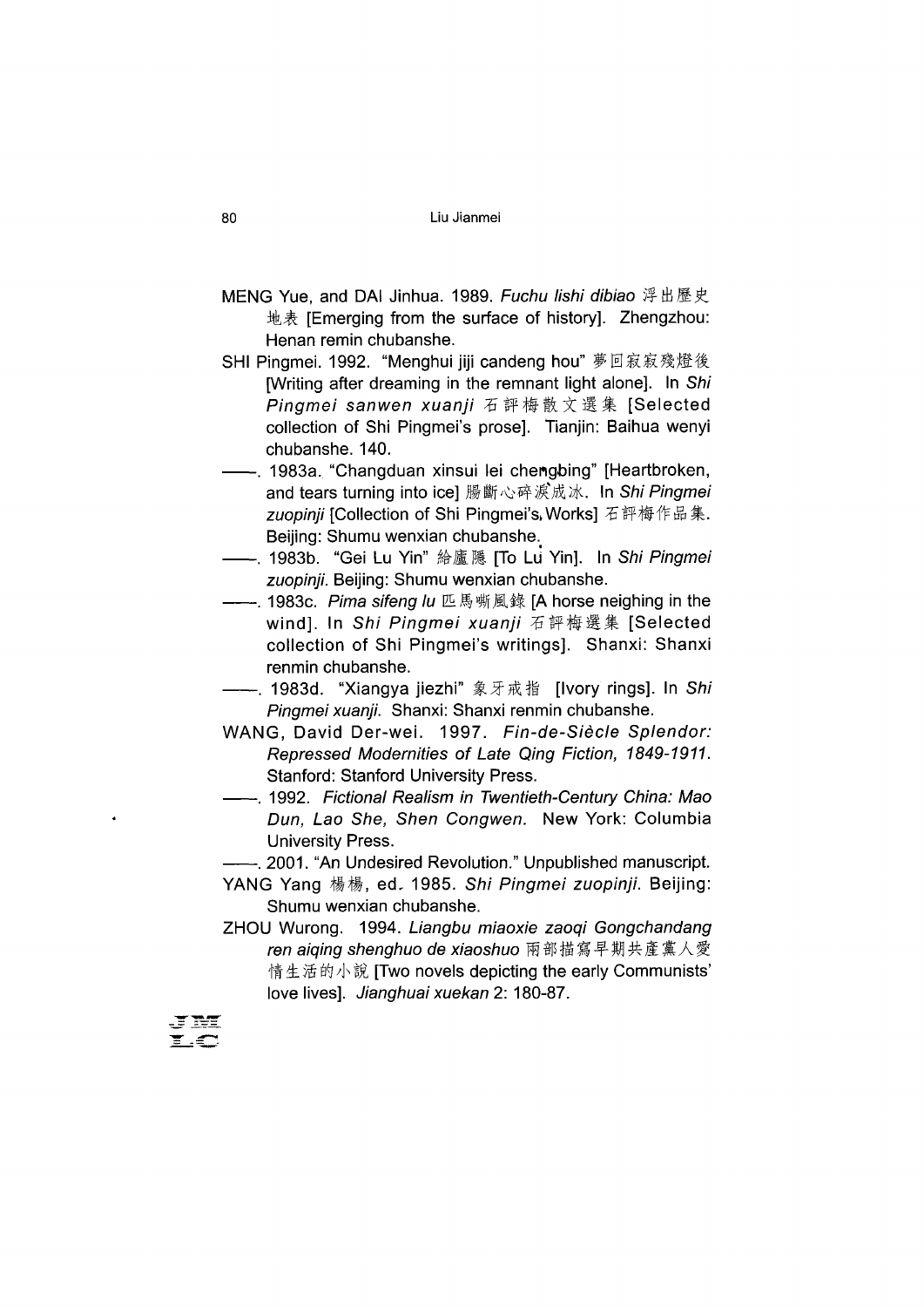MENG Yue, and DAI Jinhua. 1989. *Fuchu lishi dibiao* 浮出歷史地表 [Emerging from the surface of history]. Zhengzhou: Henan remin chubanshe.

SHI Pingmei. 1992. "Menghui jiji candeng hou" 夢回寂寂殘燈後 [Writing after dreaming in the remnant light alone]. In *Shi Pingmei sanwen xuanji* 石評梅散文選集 [Selected collection of Shi Pingmei's prose]. Tianjin: Baihua wenyi chubanshe. 140.

——. 1983a. "Changduan xinsui lei chengbing" [Heartbroken, and tears turning into ice] 腸斷心碎淚成冰. In *Shi Pingmei zuopinji* [Collection of Shi Pingmei's Works] 石評梅作品集. Beijing: Shumu wenxian chubanshe.

——. 1983b. "Gei Lu Yin" 給廬隱 [To Lu Yin]. In *Shi Pingmei zuopinji*. Beijing: Shumu wenxian chubanshe.

——. 1983c. *Pima sifeng lu* 匹馬嘶風錄 [A horse neighing in the wind]. In *Shi Pingmei xuanji* 石評梅選集 [Selected collection of Shi Pingmei's writings]. Shanxi: Shanxi renmin chubanshe.

——. 1983d. "Xiangya jiezhi" 象牙戒指 [Ivory rings]. In *Shi Pingmei xuanji*. Shanxi: Shanxi renmin chubanshe.

WANG, David Der-wei. 1997. *Fin-de-Siècle Splendor: Repressed Modernities of Late Qing Fiction, 1849-1911*. Stanford: Stanford University Press.

——. 1992. *Fictional Realism in Twentieth-Century China: Mao Dun, Lao She, Shen Congwen*. New York: Columbia University Press.

——. 2001. "An Undesired Revolution." Unpublished manuscript.

YANG Yang 楊楊, ed. 1985. *Shi Pingmei zuopinji*. Beijing: Shumu wenxian chubanshe.

ZHOU Wurong. 1994. *Liangbu miaoxie zaoqi Gongchandang ren aiqing shenghuo de xiaoshuo* 兩部描寫早期共產黨人愛情生活的小說 [Two novels depicting the early Communists' love lives]. *Jianghuai xuekan* 2: 180-87.